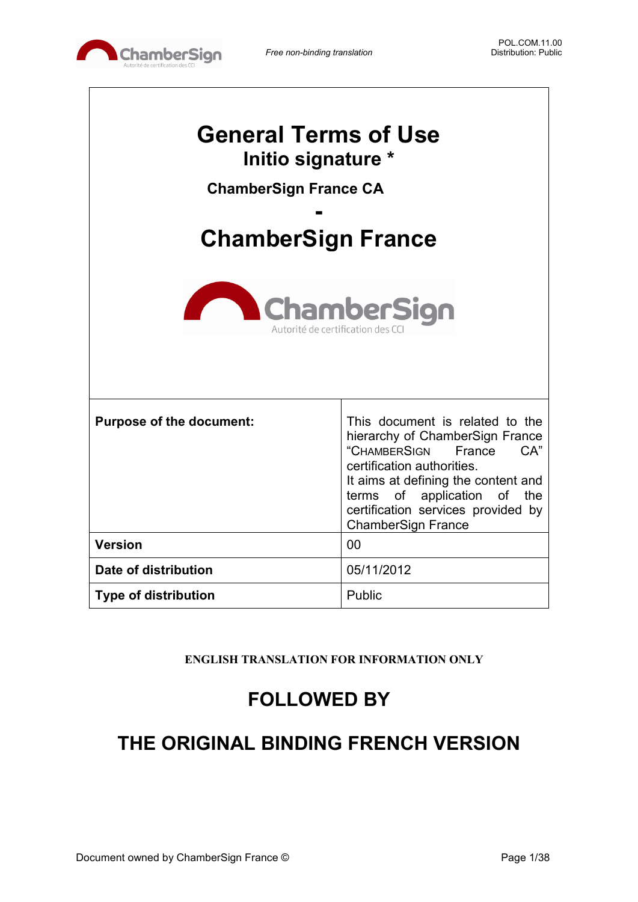*Free non-binding translation*

# General Terms of Use

## Initio signature *

### ChamberSign France CA

**-**

# ChamberSign France

ChamberSign
Autorité de certification des CCI

| **Purpose of the document:** | This document is related to the hierarchy of ChamberSign France "CHAMBERSIGN France CA" certification authorities. It aims at defining the content and terms of application of the certification services provided by ChamberSign France |
|---|---|
| **Version** | 00 |
| **Date of distribution** | 05/11/2012 |
| **Type of distribution** | Public |

**ENGLISH TRANSLATION FOR INFORMATION ONLY**

## FOLLOWED BY

## THE ORIGINAL BINDING FRENCH VERSION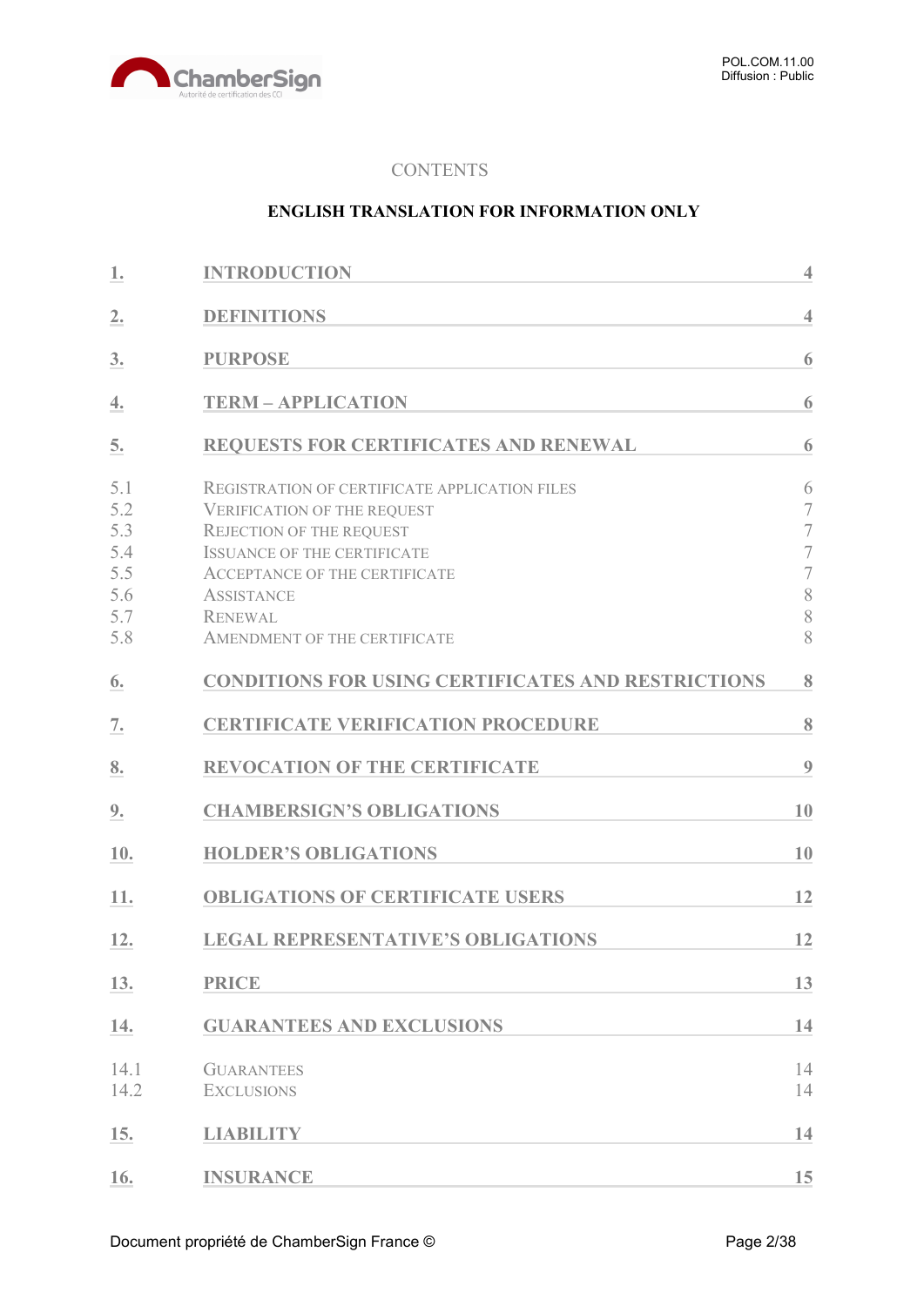CONTENTS

**ENGLISH TRANSLATION FOR INFORMATION ONLY**

| | | |
|---|---|---|
| 1. | INTRODUCTION | 4 |
| 2. | DEFINITIONS | 4 |
| 3. | PURPOSE | 6 |
| 4. | TERM – APPLICATION | 6 |
| 5. | REQUESTS FOR CERTIFICATES AND RENEWAL | 6 |
| 5.1 | Registration of certificate application files | 6 |
| 5.2 | Verification of the request | 7 |
| 5.3 | Rejection of the request | 7 |
| 5.4 | Issuance of the certificate | 7 |
| 5.5 | Acceptance of the certificate | 7 |
| 5.6 | Assistance | 8 |
| 5.7 | Renewal | 8 |
| 5.8 | Amendment of the certificate | 8 |
| 6. | CONDITIONS FOR USING CERTIFICATES AND RESTRICTIONS | 8 |
| 7. | CERTIFICATE VERIFICATION PROCEDURE | 8 |
| 8. | REVOCATION OF THE CERTIFICATE | 9 |
| 9. | CHAMBERSIGN'S OBLIGATIONS | 10 |
| 10. | HOLDER'S OBLIGATIONS | 10 |
| 11. | OBLIGATIONS OF CERTIFICATE USERS | 12 |
| 12. | LEGAL REPRESENTATIVE'S OBLIGATIONS | 12 |
| 13. | PRICE | 13 |
| 14. | GUARANTEES AND EXCLUSIONS | 14 |
| 14.1 | Guarantees | 14 |
| 14.2 | Exclusions | 14 |
| 15. | LIABILITY | 14 |
| 16. | INSURANCE | 15 |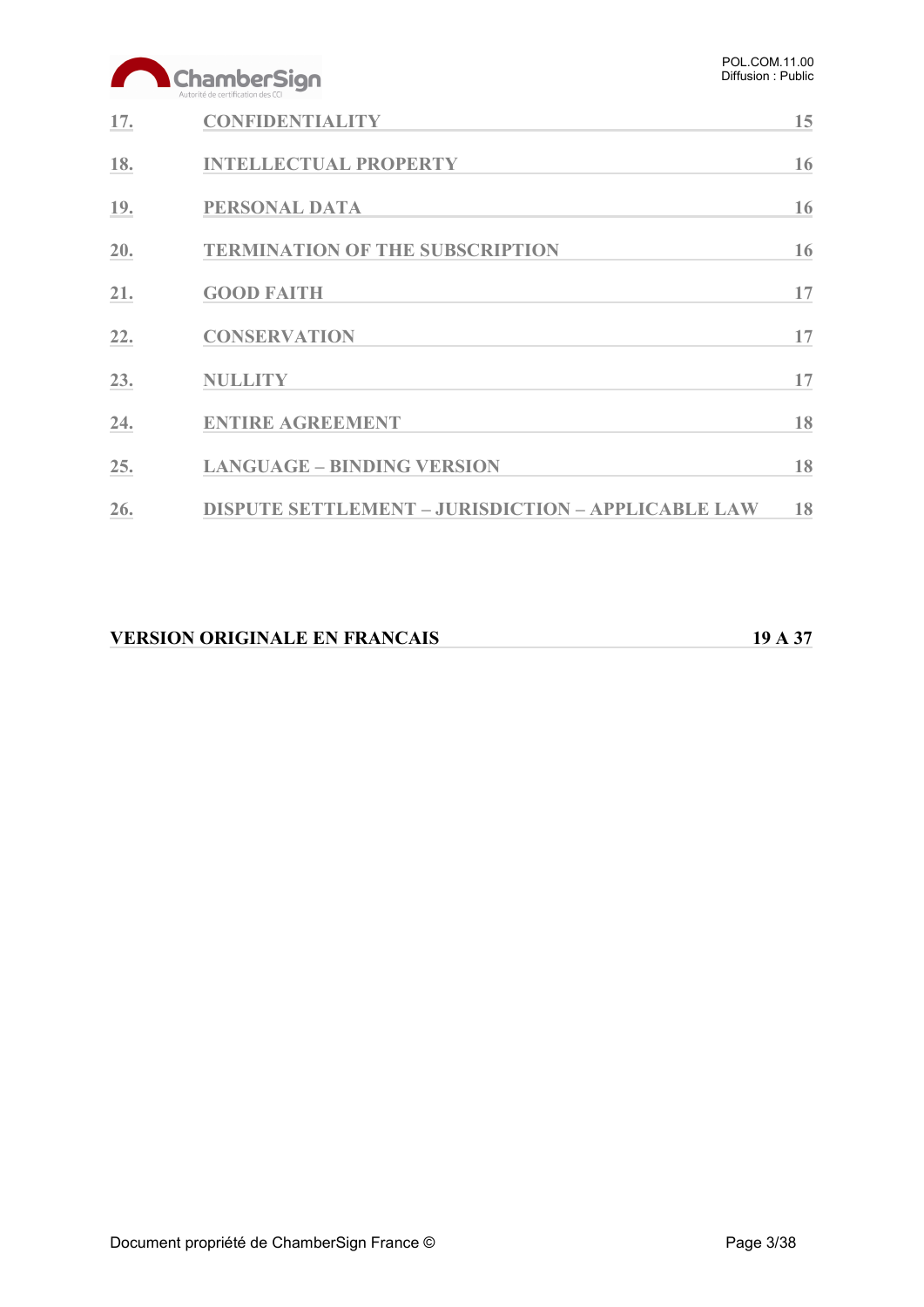| | | |
|---|---|---|
| 17. | CONFIDENTIALITY | 15 |
| 18. | INTELLECTUAL PROPERTY | 16 |
| 19. | PERSONAL DATA | 16 |
| 20. | TERMINATION OF THE SUBSCRIPTION | 16 |
| 21. | GOOD FAITH | 17 |
| 22. | CONSERVATION | 17 |
| 23. | NULLITY | 17 |
| 24. | ENTIRE AGREEMENT | 18 |
| 25. | LANGUAGE – BINDING VERSION | 18 |
| 26. | DISPUTE SETTLEMENT – JURISDICTION – APPLICABLE LAW | 18 |

**VERSION ORIGINALE EN FRANCAIS** **19 A 37**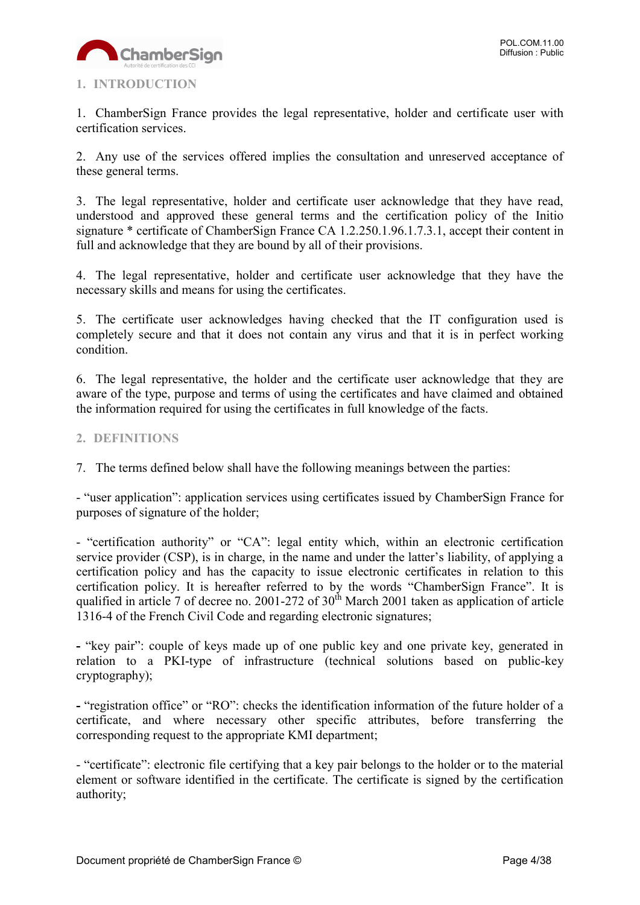## 1. INTRODUCTION

1. ChamberSign France provides the legal representative, holder and certificate user with certification services.

2. Any use of the services offered implies the consultation and unreserved acceptance of these general terms.

3. The legal representative, holder and certificate user acknowledge that they have read, understood and approved these general terms and the certification policy of the Initio signature * certificate of ChamberSign France CA 1.2.250.1.96.1.7.3.1, accept their content in full and acknowledge that they are bound by all of their provisions.

4. The legal representative, holder and certificate user acknowledge that they have the necessary skills and means for using the certificates.

5. The certificate user acknowledges having checked that the IT configuration used is completely secure and that it does not contain any virus and that it is in perfect working condition.

6. The legal representative, the holder and the certificate user acknowledge that they are aware of the type, purpose and terms of using the certificates and have claimed and obtained the information required for using the certificates in full knowledge of the facts.

## 2. DEFINITIONS

7. The terms defined below shall have the following meanings between the parties:

- "user application": application services using certificates issued by ChamberSign France for purposes of signature of the holder;

- "certification authority" or "CA": legal entity which, within an electronic certification service provider (CSP), is in charge, in the name and under the latter's liability, of applying a certification policy and has the capacity to issue electronic certificates in relation to this certification policy. It is hereafter referred to by the words "ChamberSign France". It is qualified in article 7 of decree no. 2001-272 of 30th March 2001 taken as application of article 1316-4 of the French Civil Code and regarding electronic signatures;

- "key pair": couple of keys made up of one public key and one private key, generated in relation to a PKI-type of infrastructure (technical solutions based on public-key cryptography);

- "registration office" or "RO": checks the identification information of the future holder of a certificate, and where necessary other specific attributes, before transferring the corresponding request to the appropriate KMI department;

- "certificate": electronic file certifying that a key pair belongs to the holder or to the material element or software identified in the certificate. The certificate is signed by the certification authority;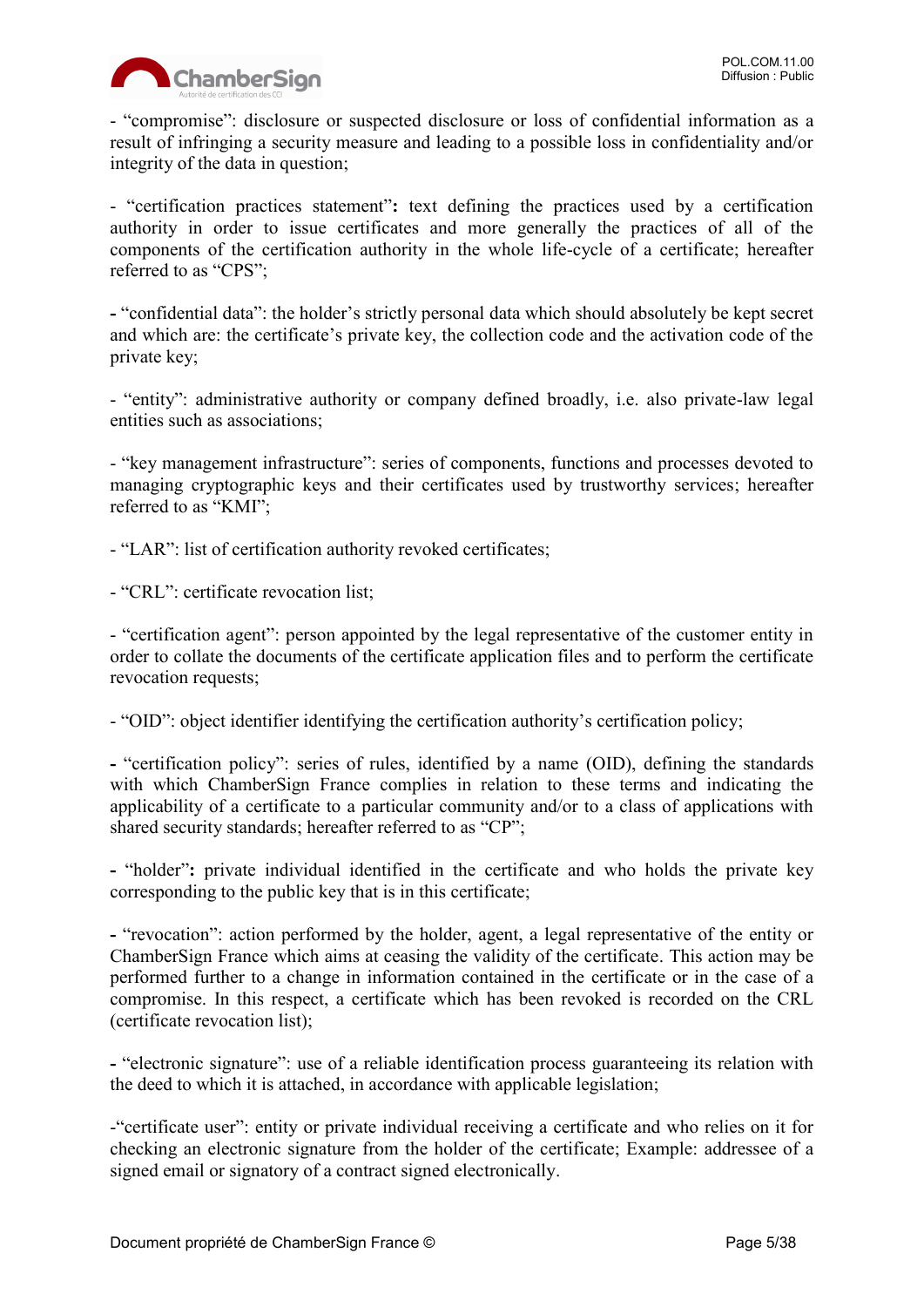- "compromise": disclosure or suspected disclosure or loss of confidential information as a result of infringing a security measure and leading to a possible loss in confidentiality and/or integrity of the data in question;

- "certification practices statement"**:** text defining the practices used by a certification authority in order to issue certificates and more generally the practices of all of the components of the certification authority in the whole life-cycle of a certificate; hereafter referred to as "CPS";

**-** "confidential data": the holder's strictly personal data which should absolutely be kept secret and which are: the certificate's private key, the collection code and the activation code of the private key;

- "entity": administrative authority or company defined broadly, i.e. also private-law legal entities such as associations;

- "key management infrastructure": series of components, functions and processes devoted to managing cryptographic keys and their certificates used by trustworthy services; hereafter referred to as "KMI";

- "LAR": list of certification authority revoked certificates;

- "CRL": certificate revocation list;

- "certification agent": person appointed by the legal representative of the customer entity in order to collate the documents of the certificate application files and to perform the certificate revocation requests;

- "OID": object identifier identifying the certification authority's certification policy;

**-** "certification policy": series of rules, identified by a name (OID), defining the standards with which ChamberSign France complies in relation to these terms and indicating the applicability of a certificate to a particular community and/or to a class of applications with shared security standards; hereafter referred to as "CP";

**-** "holder"**:** private individual identified in the certificate and who holds the private key corresponding to the public key that is in this certificate;

**-** "revocation": action performed by the holder, agent, a legal representative of the entity or ChamberSign France which aims at ceasing the validity of the certificate. This action may be performed further to a change in information contained in the certificate or in the case of a compromise. In this respect, a certificate which has been revoked is recorded on the CRL (certificate revocation list);

**-** "electronic signature": use of a reliable identification process guaranteeing its relation with the deed to which it is attached, in accordance with applicable legislation;

-"certificate user": entity or private individual receiving a certificate and who relies on it for checking an electronic signature from the holder of the certificate; Example: addressee of a signed email or signatory of a contract signed electronically.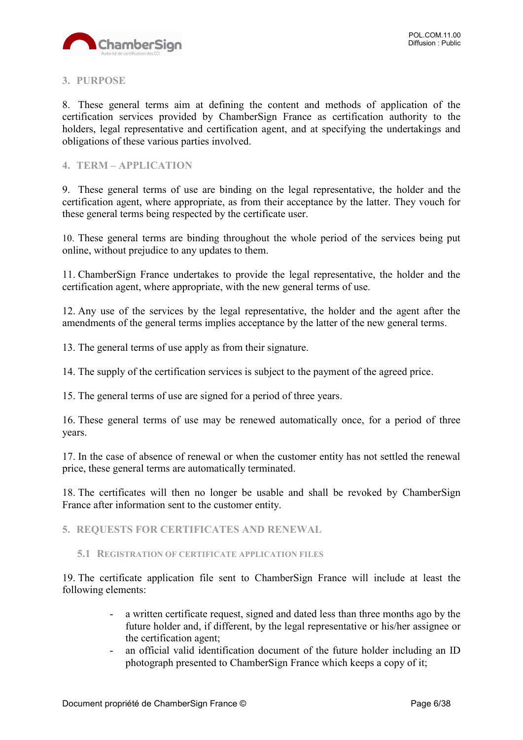## 3. PURPOSE

8. These general terms aim at defining the content and methods of application of the certification services provided by ChamberSign France as certification authority to the holders, legal representative and certification agent, and at specifying the undertakings and obligations of these various parties involved.

## 4. TERM – APPLICATION

9. These general terms of use are binding on the legal representative, the holder and the certification agent, where appropriate, as from their acceptance by the latter. They vouch for these general terms being respected by the certificate user.

10. These general terms are binding throughout the whole period of the services being put online, without prejudice to any updates to them.

11. ChamberSign France undertakes to provide the legal representative, the holder and the certification agent, where appropriate, with the new general terms of use.

12. Any use of the services by the legal representative, the holder and the agent after the amendments of the general terms implies acceptance by the latter of the new general terms.

13. The general terms of use apply as from their signature.

14. The supply of the certification services is subject to the payment of the agreed price.

15. The general terms of use are signed for a period of three years.

16. These general terms of use may be renewed automatically once, for a period of three years.

17. In the case of absence of renewal or when the customer entity has not settled the renewal price, these general terms are automatically terminated.

18. The certificates will then no longer be usable and shall be revoked by ChamberSign France after information sent to the customer entity.

## 5. REQUESTS FOR CERTIFICATES AND RENEWAL

### 5.1 Registration of certificate application files

19. The certificate application file sent to ChamberSign France will include at least the following elements:

- a written certificate request, signed and dated less than three months ago by the future holder and, if different, by the legal representative or his/her assignee or the certification agent;
- an official valid identification document of the future holder including an ID photograph presented to ChamberSign France which keeps a copy of it;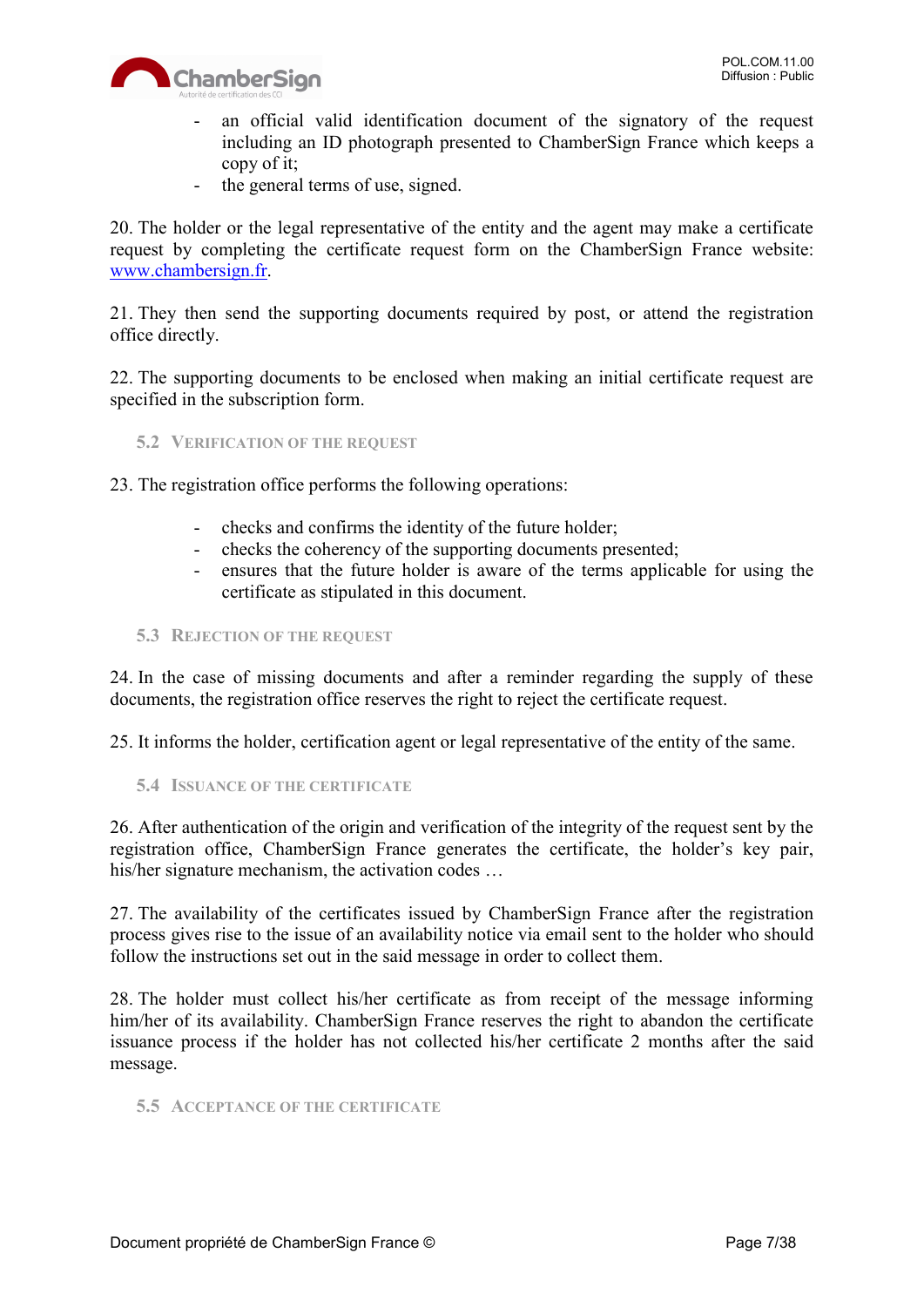- an official valid identification document of the signatory of the request including an ID photograph presented to ChamberSign France which keeps a copy of it;
- the general terms of use, signed.

20. The holder or the legal representative of the entity and the agent may make a certificate request by completing the certificate request form on the ChamberSign France website: [www.chambersign.fr](http://www.chambersign.fr).

21. They then send the supporting documents required by post, or attend the registration office directly.

22. The supporting documents to be enclosed when making an initial certificate request are specified in the subscription form.

### 5.2 Verification of the request

23. The registration office performs the following operations:

- checks and confirms the identity of the future holder;
- checks the coherency of the supporting documents presented;
- ensures that the future holder is aware of the terms applicable for using the certificate as stipulated in this document.

### 5.3 Rejection of the request

24. In the case of missing documents and after a reminder regarding the supply of these documents, the registration office reserves the right to reject the certificate request.

25. It informs the holder, certification agent or legal representative of the entity of the same.

### 5.4 Issuance of the certificate

26. After authentication of the origin and verification of the integrity of the request sent by the registration office, ChamberSign France generates the certificate, the holder's key pair, his/her signature mechanism, the activation codes …

27. The availability of the certificates issued by ChamberSign France after the registration process gives rise to the issue of an availability notice via email sent to the holder who should follow the instructions set out in the said message in order to collect them.

28. The holder must collect his/her certificate as from receipt of the message informing him/her of its availability. ChamberSign France reserves the right to abandon the certificate issuance process if the holder has not collected his/her certificate 2 months after the said message.

### 5.5 Acceptance of the certificate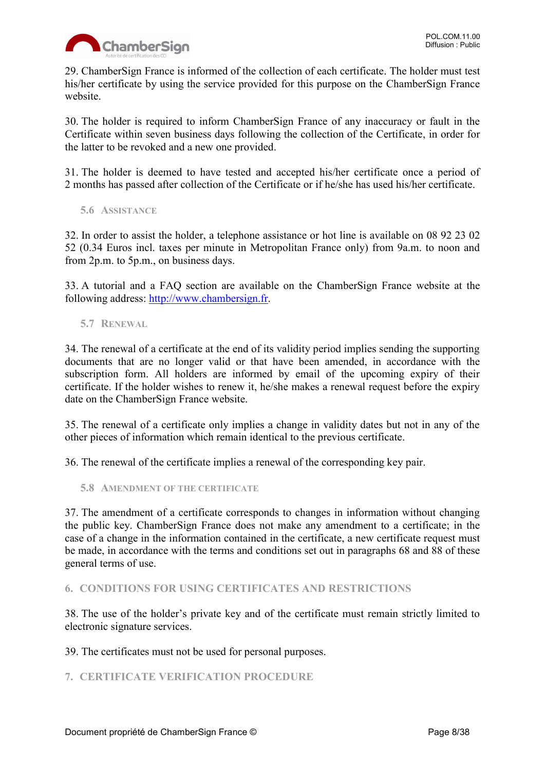29. ChamberSign France is informed of the collection of each certificate. The holder must test his/her certificate by using the service provided for this purpose on the ChamberSign France website.

30. The holder is required to inform ChamberSign France of any inaccuracy or fault in the Certificate within seven business days following the collection of the Certificate, in order for the latter to be revoked and a new one provided.

31. The holder is deemed to have tested and accepted his/her certificate once a period of 2 months has passed after collection of the Certificate or if he/she has used his/her certificate.

### 5.6 Assistance

32. In order to assist the holder, a telephone assistance or hot line is available on 08 92 23 02 52 (0.34 Euros incl. taxes per minute in Metropolitan France only) from 9a.m. to noon and from 2p.m. to 5p.m., on business days.

33. A tutorial and a FAQ section are available on the ChamberSign France website at the following address: [http://www.chambersign.fr](http://www.chambersign.fr).

### 5.7 Renewal

34. The renewal of a certificate at the end of its validity period implies sending the supporting documents that are no longer valid or that have been amended, in accordance with the subscription form. All holders are informed by email of the upcoming expiry of their certificate. If the holder wishes to renew it, he/she makes a renewal request before the expiry date on the ChamberSign France website.

35. The renewal of a certificate only implies a change in validity dates but not in any of the other pieces of information which remain identical to the previous certificate.

36. The renewal of the certificate implies a renewal of the corresponding key pair.

### 5.8 Amendment of the certificate

37. The amendment of a certificate corresponds to changes in information without changing the public key. ChamberSign France does not make any amendment to a certificate; in the case of a change in the information contained in the certificate, a new certificate request must be made, in accordance with the terms and conditions set out in paragraphs 68 and 88 of these general terms of use.

## 6. CONDITIONS FOR USING CERTIFICATES AND RESTRICTIONS

38. The use of the holder's private key and of the certificate must remain strictly limited to electronic signature services.

39. The certificates must not be used for personal purposes.

## 7. CERTIFICATE VERIFICATION PROCEDURE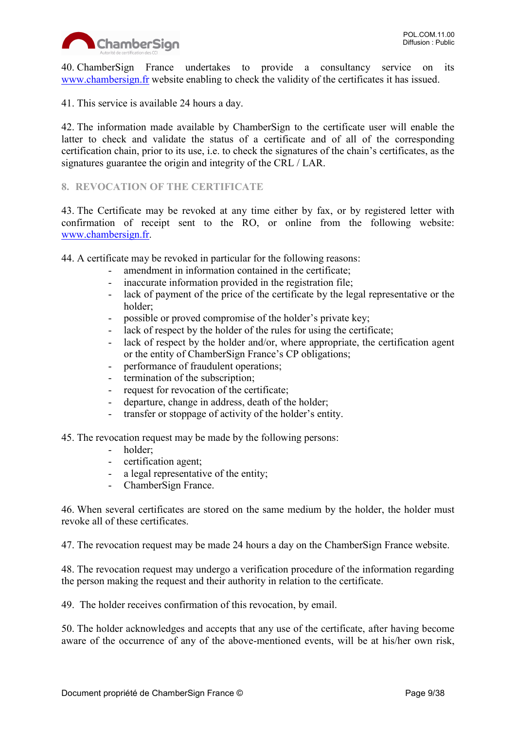40. ChamberSign France undertakes to provide a consultancy service on its [www.chambersign.fr](http://www.chambersign.fr) website enabling to check the validity of the certificates it has issued.

41. This service is available 24 hours a day.

42. The information made available by ChamberSign to the certificate user will enable the latter to check and validate the status of a certificate and of all of the corresponding certification chain, prior to its use, i.e. to check the signatures of the chain's certificates, as the signatures guarantee the origin and integrity of the CRL / LAR.

## 8. REVOCATION OF THE CERTIFICATE

43. The Certificate may be revoked at any time either by fax, or by registered letter with confirmation of receipt sent to the RO, or online from the following website: [www.chambersign.fr](http://www.chambersign.fr).

44. A certificate may be revoked in particular for the following reasons:

- amendment in information contained in the certificate;
- inaccurate information provided in the registration file;
- lack of payment of the price of the certificate by the legal representative or the holder;
- possible or proved compromise of the holder's private key;
- lack of respect by the holder of the rules for using the certificate;
- lack of respect by the holder and/or, where appropriate, the certification agent or the entity of ChamberSign France's CP obligations;
- performance of fraudulent operations;
- termination of the subscription;
- request for revocation of the certificate;
- departure, change in address, death of the holder;
- transfer or stoppage of activity of the holder's entity.

45. The revocation request may be made by the following persons:

- holder;
- certification agent;
- a legal representative of the entity;
- ChamberSign France.

46. When several certificates are stored on the same medium by the holder, the holder must revoke all of these certificates.

47. The revocation request may be made 24 hours a day on the ChamberSign France website.

48. The revocation request may undergo a verification procedure of the information regarding the person making the request and their authority in relation to the certificate.

49. The holder receives confirmation of this revocation, by email.

50. The holder acknowledges and accepts that any use of the certificate, after having become aware of the occurrence of any of the above-mentioned events, will be at his/her own risk,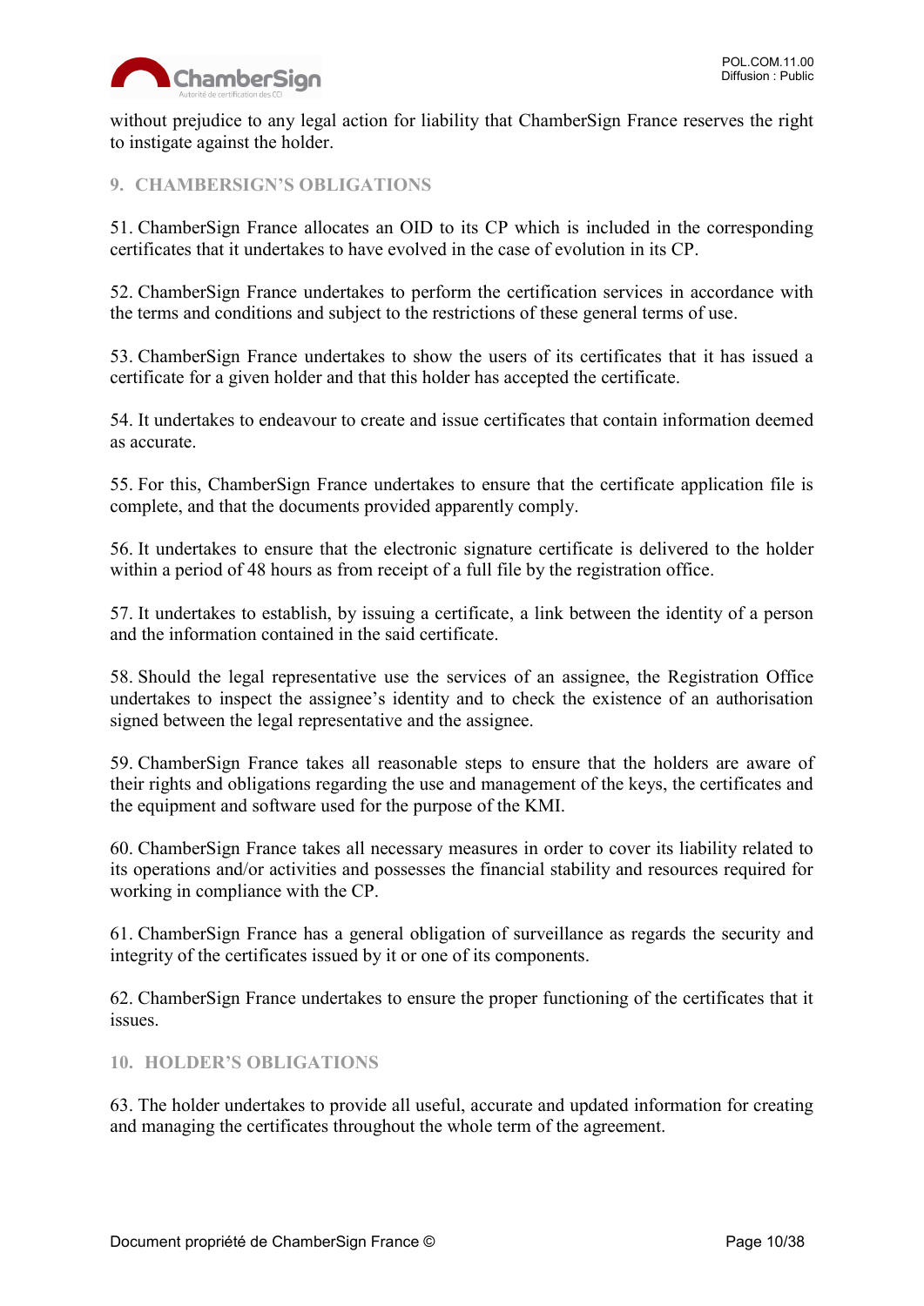without prejudice to any legal action for liability that ChamberSign France reserves the right to instigate against the holder.

## 9. CHAMBERSIGN'S OBLIGATIONS

51. ChamberSign France allocates an OID to its CP which is included in the corresponding certificates that it undertakes to have evolved in the case of evolution in its CP.

52. ChamberSign France undertakes to perform the certification services in accordance with the terms and conditions and subject to the restrictions of these general terms of use.

53. ChamberSign France undertakes to show the users of its certificates that it has issued a certificate for a given holder and that this holder has accepted the certificate.

54. It undertakes to endeavour to create and issue certificates that contain information deemed as accurate.

55. For this, ChamberSign France undertakes to ensure that the certificate application file is complete, and that the documents provided apparently comply.

56. It undertakes to ensure that the electronic signature certificate is delivered to the holder within a period of 48 hours as from receipt of a full file by the registration office.

57. It undertakes to establish, by issuing a certificate, a link between the identity of a person and the information contained in the said certificate.

58. Should the legal representative use the services of an assignee, the Registration Office undertakes to inspect the assignee's identity and to check the existence of an authorisation signed between the legal representative and the assignee.

59. ChamberSign France takes all reasonable steps to ensure that the holders are aware of their rights and obligations regarding the use and management of the keys, the certificates and the equipment and software used for the purpose of the KMI.

60. ChamberSign France takes all necessary measures in order to cover its liability related to its operations and/or activities and possesses the financial stability and resources required for working in compliance with the CP.

61. ChamberSign France has a general obligation of surveillance as regards the security and integrity of the certificates issued by it or one of its components.

62. ChamberSign France undertakes to ensure the proper functioning of the certificates that it issues.

## 10. HOLDER'S OBLIGATIONS

63. The holder undertakes to provide all useful, accurate and updated information for creating and managing the certificates throughout the whole term of the agreement.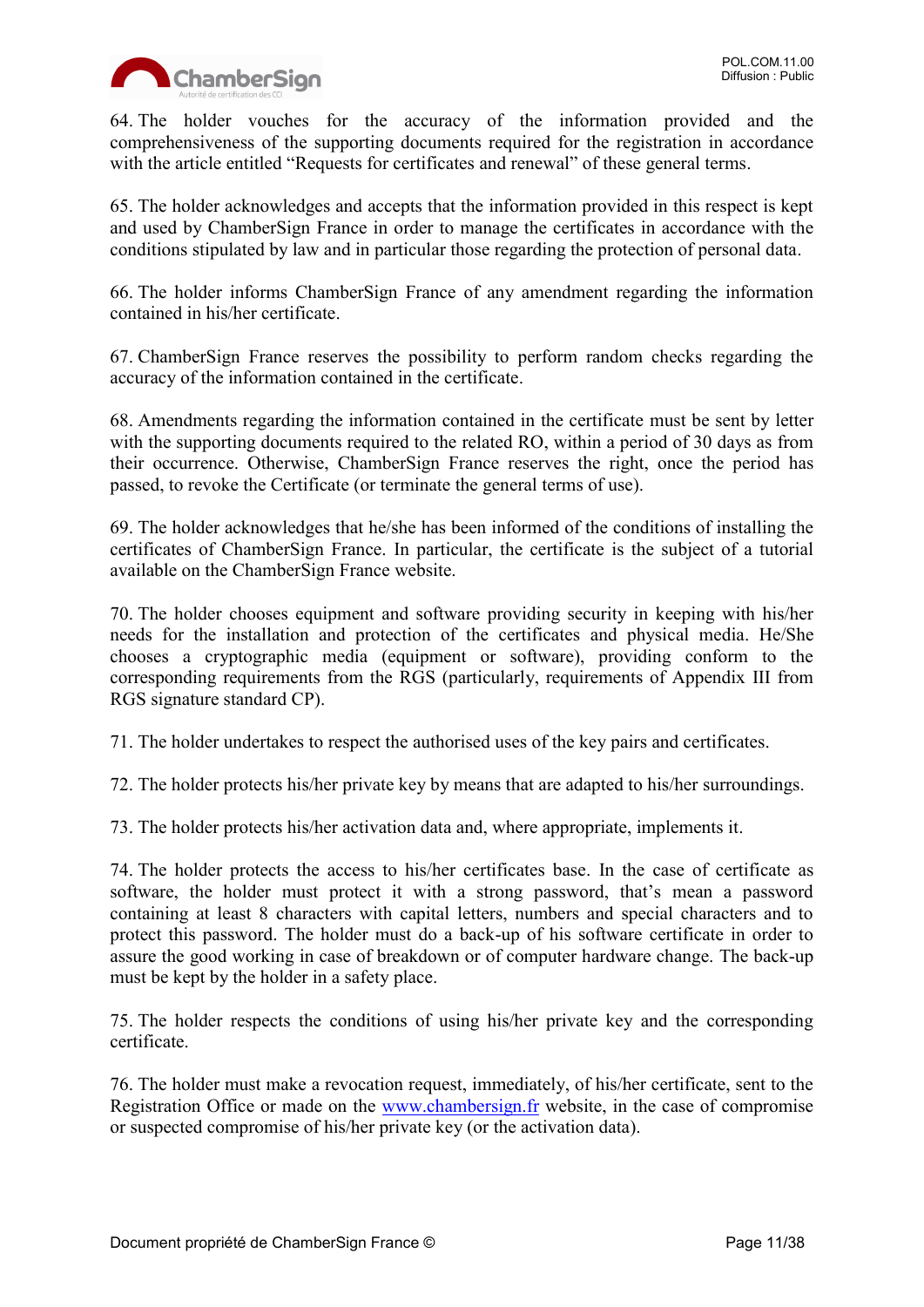64. The holder vouches for the accuracy of the information provided and the comprehensiveness of the supporting documents required for the registration in accordance with the article entitled "Requests for certificates and renewal" of these general terms.

65. The holder acknowledges and accepts that the information provided in this respect is kept and used by ChamberSign France in order to manage the certificates in accordance with the conditions stipulated by law and in particular those regarding the protection of personal data.

66. The holder informs ChamberSign France of any amendment regarding the information contained in his/her certificate.

67. ChamberSign France reserves the possibility to perform random checks regarding the accuracy of the information contained in the certificate.

68. Amendments regarding the information contained in the certificate must be sent by letter with the supporting documents required to the related RO, within a period of 30 days as from their occurrence. Otherwise, ChamberSign France reserves the right, once the period has passed, to revoke the Certificate (or terminate the general terms of use).

69. The holder acknowledges that he/she has been informed of the conditions of installing the certificates of ChamberSign France. In particular, the certificate is the subject of a tutorial available on the ChamberSign France website.

70. The holder chooses equipment and software providing security in keeping with his/her needs for the installation and protection of the certificates and physical media. He/She chooses a cryptographic media (equipment or software), providing conform to the corresponding requirements from the RGS (particularly, requirements of Appendix III from RGS signature standard CP).

71. The holder undertakes to respect the authorised uses of the key pairs and certificates.

72. The holder protects his/her private key by means that are adapted to his/her surroundings.

73. The holder protects his/her activation data and, where appropriate, implements it.

74. The holder protects the access to his/her certificates base. In the case of certificate as software, the holder must protect it with a strong password, that's mean a password containing at least 8 characters with capital letters, numbers and special characters and to protect this password. The holder must do a back-up of his software certificate in order to assure the good working in case of breakdown or of computer hardware change. The back-up must be kept by the holder in a safety place.

75. The holder respects the conditions of using his/her private key and the corresponding certificate.

76. The holder must make a revocation request, immediately, of his/her certificate, sent to the Registration Office or made on the www.chambersign.fr website, in the case of compromise or suspected compromise of his/her private key (or the activation data).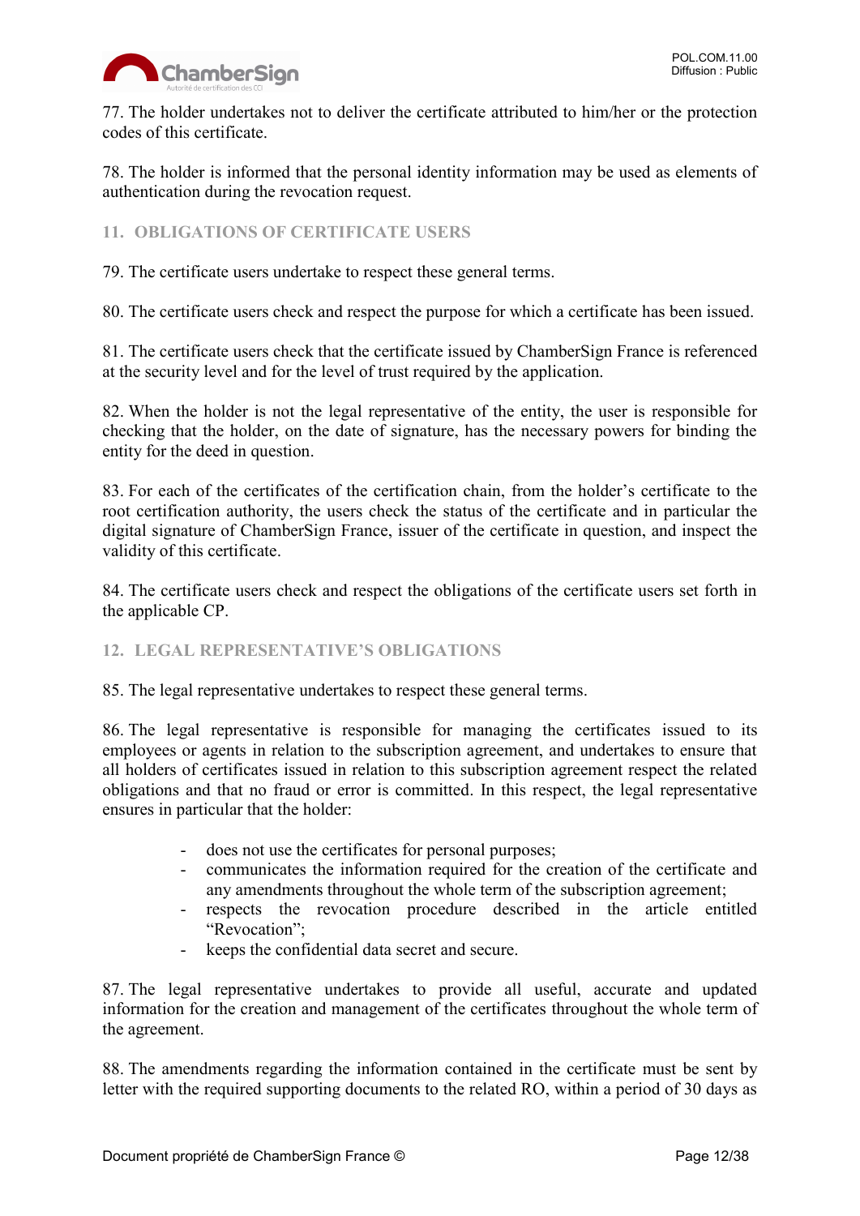77. The holder undertakes not to deliver the certificate attributed to him/her or the protection codes of this certificate.

78. The holder is informed that the personal identity information may be used as elements of authentication during the revocation request.

## 11. OBLIGATIONS OF CERTIFICATE USERS

79. The certificate users undertake to respect these general terms.

80. The certificate users check and respect the purpose for which a certificate has been issued.

81. The certificate users check that the certificate issued by ChamberSign France is referenced at the security level and for the level of trust required by the application.

82. When the holder is not the legal representative of the entity, the user is responsible for checking that the holder, on the date of signature, has the necessary powers for binding the entity for the deed in question.

83. For each of the certificates of the certification chain, from the holder's certificate to the root certification authority, the users check the status of the certificate and in particular the digital signature of ChamberSign France, issuer of the certificate in question, and inspect the validity of this certificate.

84. The certificate users check and respect the obligations of the certificate users set forth in the applicable CP.

## 12. LEGAL REPRESENTATIVE'S OBLIGATIONS

85. The legal representative undertakes to respect these general terms.

86. The legal representative is responsible for managing the certificates issued to its employees or agents in relation to the subscription agreement, and undertakes to ensure that all holders of certificates issued in relation to this subscription agreement respect the related obligations and that no fraud or error is committed. In this respect, the legal representative ensures in particular that the holder:

- does not use the certificates for personal purposes;
- communicates the information required for the creation of the certificate and any amendments throughout the whole term of the subscription agreement;
- respects the revocation procedure described in the article entitled "Revocation";
- keeps the confidential data secret and secure.

87. The legal representative undertakes to provide all useful, accurate and updated information for the creation and management of the certificates throughout the whole term of the agreement.

88. The amendments regarding the information contained in the certificate must be sent by letter with the required supporting documents to the related RO, within a period of 30 days as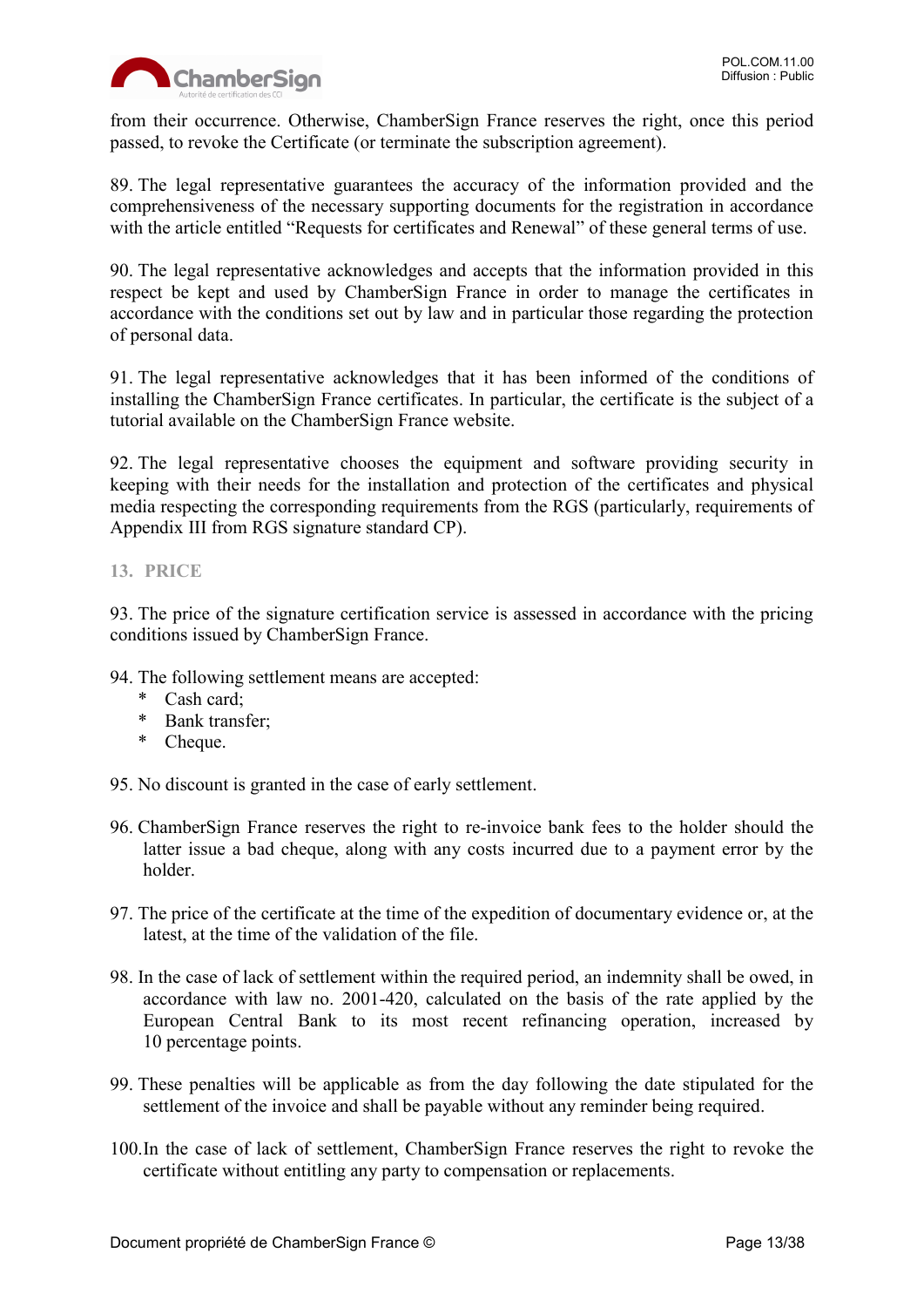from their occurrence. Otherwise, ChamberSign France reserves the right, once this period passed, to revoke the Certificate (or terminate the subscription agreement).

89. The legal representative guarantees the accuracy of the information provided and the comprehensiveness of the necessary supporting documents for the registration in accordance with the article entitled "Requests for certificates and Renewal" of these general terms of use.

90. The legal representative acknowledges and accepts that the information provided in this respect be kept and used by ChamberSign France in order to manage the certificates in accordance with the conditions set out by law and in particular those regarding the protection of personal data.

91. The legal representative acknowledges that it has been informed of the conditions of installing the ChamberSign France certificates. In particular, the certificate is the subject of a tutorial available on the ChamberSign France website.

92. The legal representative chooses the equipment and software providing security in keeping with their needs for the installation and protection of the certificates and physical media respecting the corresponding requirements from the RGS (particularly, requirements of Appendix III from RGS signature standard CP).

## 13. PRICE

93. The price of the signature certification service is assessed in accordance with the pricing conditions issued by ChamberSign France.

94. The following settlement means are accepted:

- Cash card;
- Bank transfer;
- Cheque.

95. No discount is granted in the case of early settlement.

96. ChamberSign France reserves the right to re-invoice bank fees to the holder should the latter issue a bad cheque, along with any costs incurred due to a payment error by the holder.

97. The price of the certificate at the time of the expedition of documentary evidence or, at the latest, at the time of the validation of the file.

98. In the case of lack of settlement within the required period, an indemnity shall be owed, in accordance with law no. 2001-420, calculated on the basis of the rate applied by the European Central Bank to its most recent refinancing operation, increased by 10 percentage points.

99. These penalties will be applicable as from the day following the date stipulated for the settlement of the invoice and shall be payable without any reminder being required.

100. In the case of lack of settlement, ChamberSign France reserves the right to revoke the certificate without entitling any party to compensation or replacements.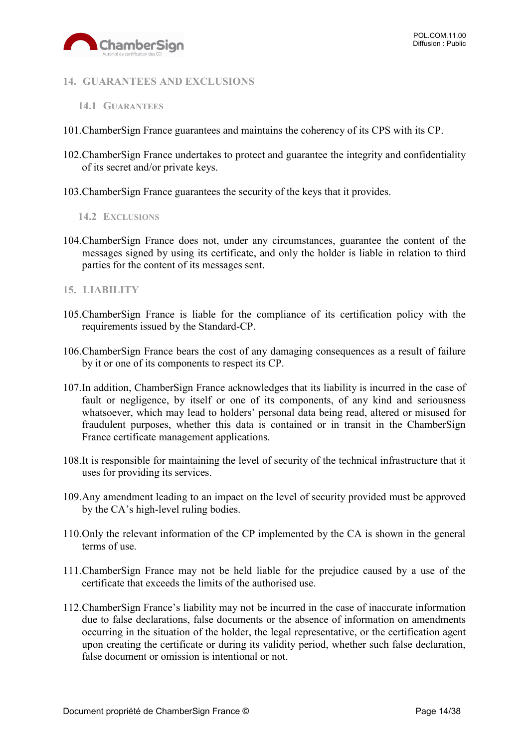## 14. GUARANTEES AND EXCLUSIONS

### 14.1 Guarantees

101. ChamberSign France guarantees and maintains the coherency of its CPS with its CP.

102. ChamberSign France undertakes to protect and guarantee the integrity and confidentiality of its secret and/or private keys.

103. ChamberSign France guarantees the security of the keys that it provides.

### 14.2 Exclusions

104. ChamberSign France does not, under any circumstances, guarantee the content of the messages signed by using its certificate, and only the holder is liable in relation to third parties for the content of its messages sent.

## 15. LIABILITY

105. ChamberSign France is liable for the compliance of its certification policy with the requirements issued by the Standard-CP.

106. ChamberSign France bears the cost of any damaging consequences as a result of failure by it or one of its components to respect its CP.

107. In addition, ChamberSign France acknowledges that its liability is incurred in the case of fault or negligence, by itself or one of its components, of any kind and seriousness whatsoever, which may lead to holders' personal data being read, altered or misused for fraudulent purposes, whether this data is contained or in transit in the ChamberSign France certificate management applications.

108. It is responsible for maintaining the level of security of the technical infrastructure that it uses for providing its services.

109. Any amendment leading to an impact on the level of security provided must be approved by the CA's high-level ruling bodies.

110. Only the relevant information of the CP implemented by the CA is shown in the general terms of use.

111. ChamberSign France may not be held liable for the prejudice caused by a use of the certificate that exceeds the limits of the authorised use.

112. ChamberSign France's liability may not be incurred in the case of inaccurate information due to false declarations, false documents or the absence of information on amendments occurring in the situation of the holder, the legal representative, or the certification agent upon creating the certificate or during its validity period, whether such false declaration, false document or omission is intentional or not.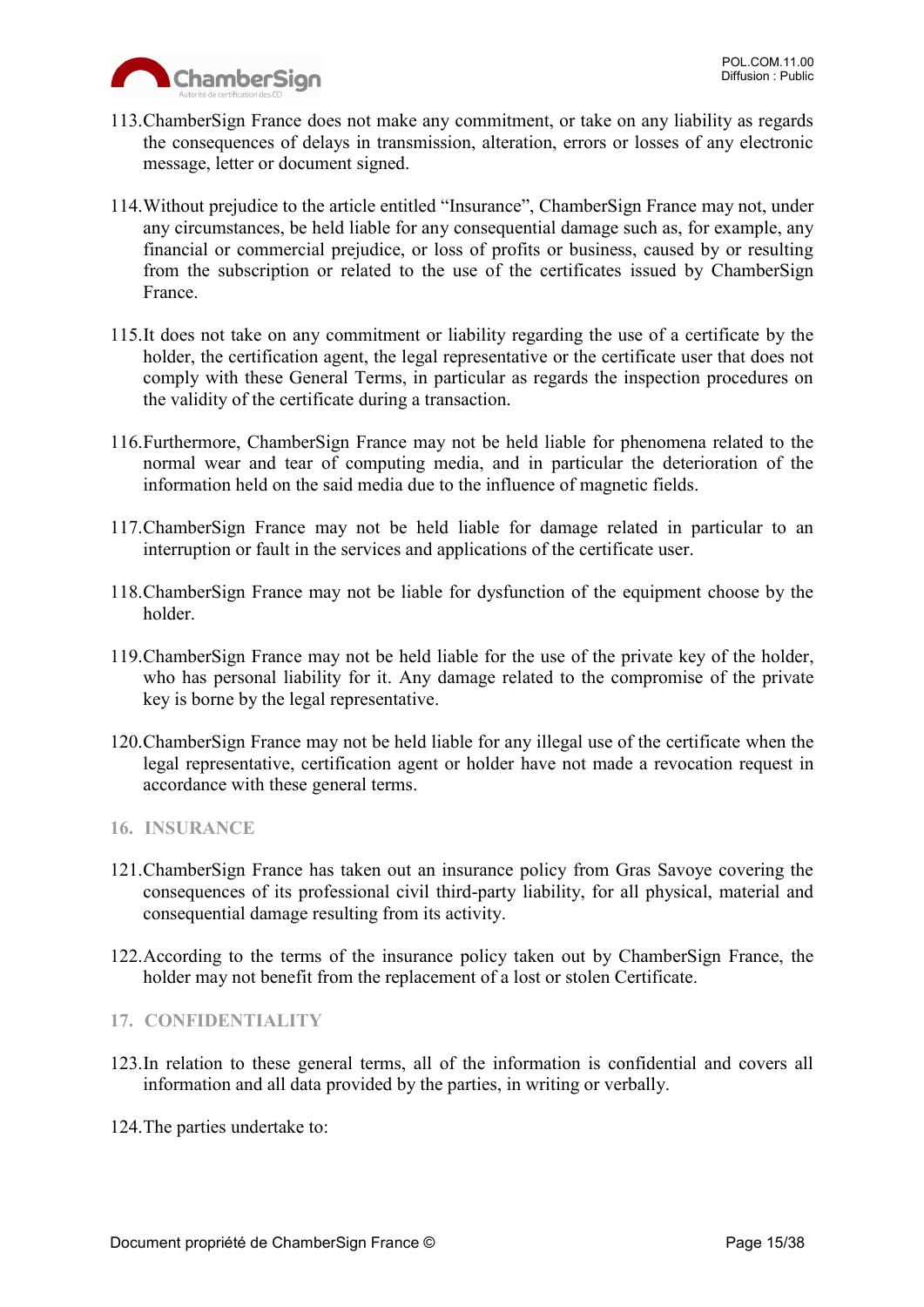113. ChamberSign France does not make any commitment, or take on any liability as regards the consequences of delays in transmission, alteration, errors or losses of any electronic message, letter or document signed.

114. Without prejudice to the article entitled "Insurance", ChamberSign France may not, under any circumstances, be held liable for any consequential damage such as, for example, any financial or commercial prejudice, or loss of profits or business, caused by or resulting from the subscription or related to the use of the certificates issued by ChamberSign France.

115. It does not take on any commitment or liability regarding the use of a certificate by the holder, the certification agent, the legal representative or the certificate user that does not comply with these General Terms, in particular as regards the inspection procedures on the validity of the certificate during a transaction.

116. Furthermore, ChamberSign France may not be held liable for phenomena related to the normal wear and tear of computing media, and in particular the deterioration of the information held on the said media due to the influence of magnetic fields.

117. ChamberSign France may not be held liable for damage related in particular to an interruption or fault in the services and applications of the certificate user.

118. ChamberSign France may not be liable for dysfunction of the equipment choose by the holder.

119. ChamberSign France may not be held liable for the use of the private key of the holder, who has personal liability for it. Any damage related to the compromise of the private key is borne by the legal representative.

120. ChamberSign France may not be held liable for any illegal use of the certificate when the legal representative, certification agent or holder have not made a revocation request in accordance with these general terms.

## 16. INSURANCE

121. ChamberSign France has taken out an insurance policy from Gras Savoye covering the consequences of its professional civil third-party liability, for all physical, material and consequential damage resulting from its activity.

122. According to the terms of the insurance policy taken out by ChamberSign France, the holder may not benefit from the replacement of a lost or stolen Certificate.

## 17. CONFIDENTIALITY

123. In relation to these general terms, all of the information is confidential and covers all information and all data provided by the parties, in writing or verbally.

124. The parties undertake to: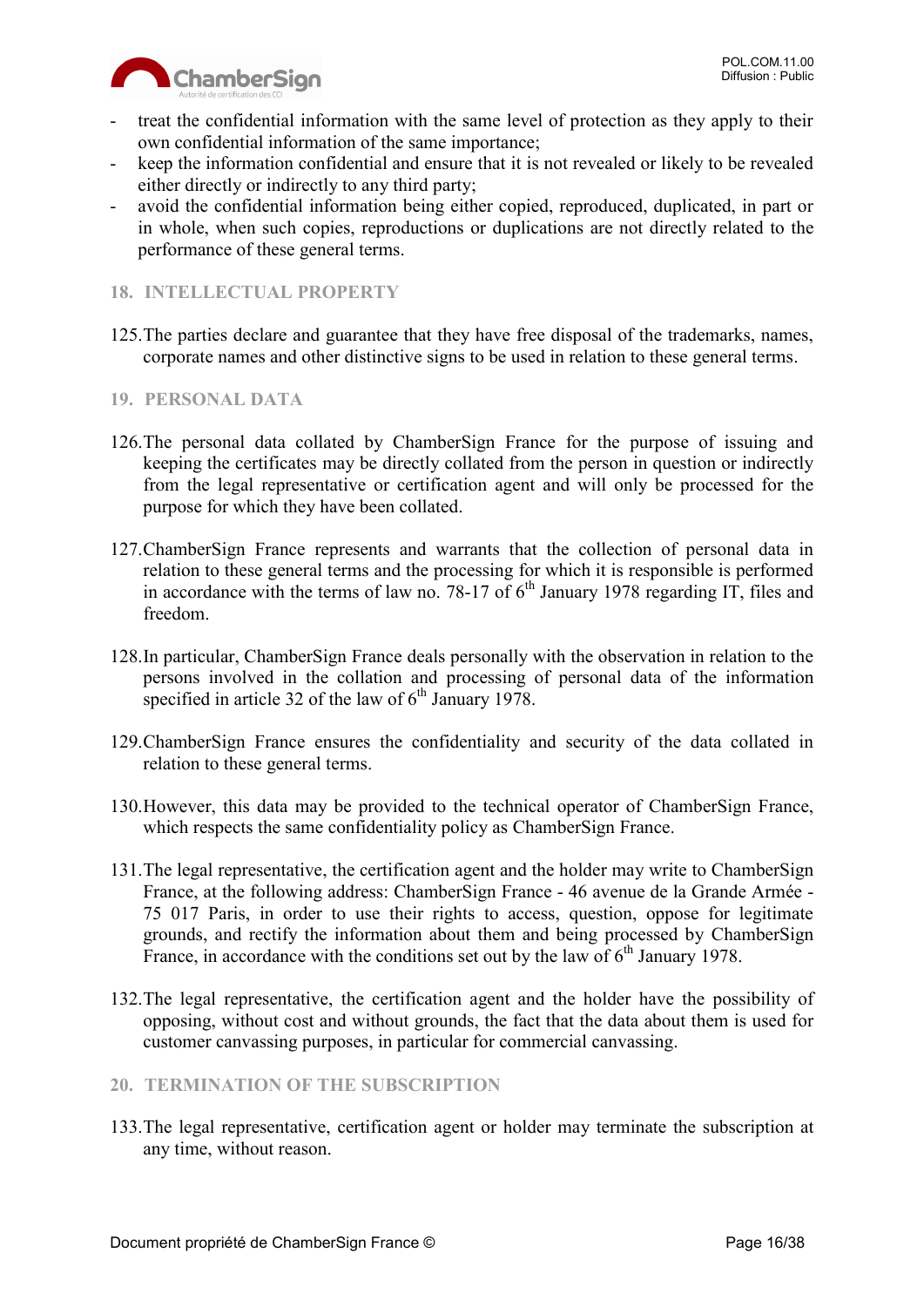- treat the confidential information with the same level of protection as they apply to their own confidential information of the same importance;
- keep the information confidential and ensure that it is not revealed or likely to be revealed either directly or indirectly to any third party;
- avoid the confidential information being either copied, reproduced, duplicated, in part or in whole, when such copies, reproductions or duplications are not directly related to the performance of these general terms.

## 18. INTELLECTUAL PROPERTY

125. The parties declare and guarantee that they have free disposal of the trademarks, names, corporate names and other distinctive signs to be used in relation to these general terms.

## 19. PERSONAL DATA

126. The personal data collated by ChamberSign France for the purpose of issuing and keeping the certificates may be directly collated from the person in question or indirectly from the legal representative or certification agent and will only be processed for the purpose for which they have been collated.

127. ChamberSign France represents and warrants that the collection of personal data in relation to these general terms and the processing for which it is responsible is performed in accordance with the terms of law no. 78-17 of 6th January 1978 regarding IT, files and freedom.

128. In particular, ChamberSign France deals personally with the observation in relation to the persons involved in the collation and processing of personal data of the information specified in article 32 of the law of 6th January 1978.

129. ChamberSign France ensures the confidentiality and security of the data collated in relation to these general terms.

130. However, this data may be provided to the technical operator of ChamberSign France, which respects the same confidentiality policy as ChamberSign France.

131. The legal representative, the certification agent and the holder may write to ChamberSign France, at the following address: ChamberSign France - 46 avenue de la Grande Armée - 75 017 Paris, in order to use their rights to access, question, oppose for legitimate grounds, and rectify the information about them and being processed by ChamberSign France, in accordance with the conditions set out by the law of 6th January 1978.

132. The legal representative, the certification agent and the holder have the possibility of opposing, without cost and without grounds, the fact that the data about them is used for customer canvassing purposes, in particular for commercial canvassing.

## 20. TERMINATION OF THE SUBSCRIPTION

133. The legal representative, certification agent or holder may terminate the subscription at any time, without reason.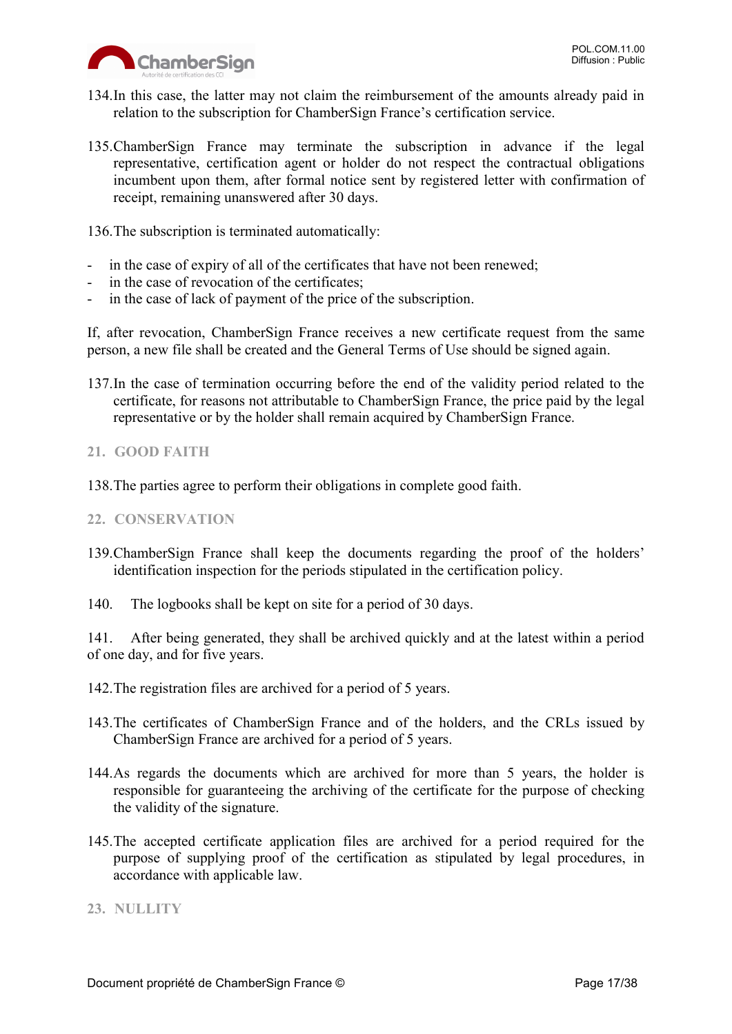134.In this case, the latter may not claim the reimbursement of the amounts already paid in relation to the subscription for ChamberSign France's certification service.

135.ChamberSign France may terminate the subscription in advance if the legal representative, certification agent or holder do not respect the contractual obligations incumbent upon them, after formal notice sent by registered letter with confirmation of receipt, remaining unanswered after 30 days.

136.The subscription is terminated automatically:

- in the case of expiry of all of the certificates that have not been renewed;
- in the case of revocation of the certificates;
- in the case of lack of payment of the price of the subscription.

If, after revocation, ChamberSign France receives a new certificate request from the same person, a new file shall be created and the General Terms of Use should be signed again.

137.In the case of termination occurring before the end of the validity period related to the certificate, for reasons not attributable to ChamberSign France, the price paid by the legal representative or by the holder shall remain acquired by ChamberSign France.

## 21. GOOD FAITH

138.The parties agree to perform their obligations in complete good faith.

## 22. CONSERVATION

139.ChamberSign France shall keep the documents regarding the proof of the holders' identification inspection for the periods stipulated in the certification policy.

140. The logbooks shall be kept on site for a period of 30 days.

141. After being generated, they shall be archived quickly and at the latest within a period of one day, and for five years.

142.The registration files are archived for a period of 5 years.

143.The certificates of ChamberSign France and of the holders, and the CRLs issued by ChamberSign France are archived for a period of 5 years.

144.As regards the documents which are archived for more than 5 years, the holder is responsible for guaranteeing the archiving of the certificate for the purpose of checking the validity of the signature.

145.The accepted certificate application files are archived for a period required for the purpose of supplying proof of the certification as stipulated by legal procedures, in accordance with applicable law.

## 23. NULLITY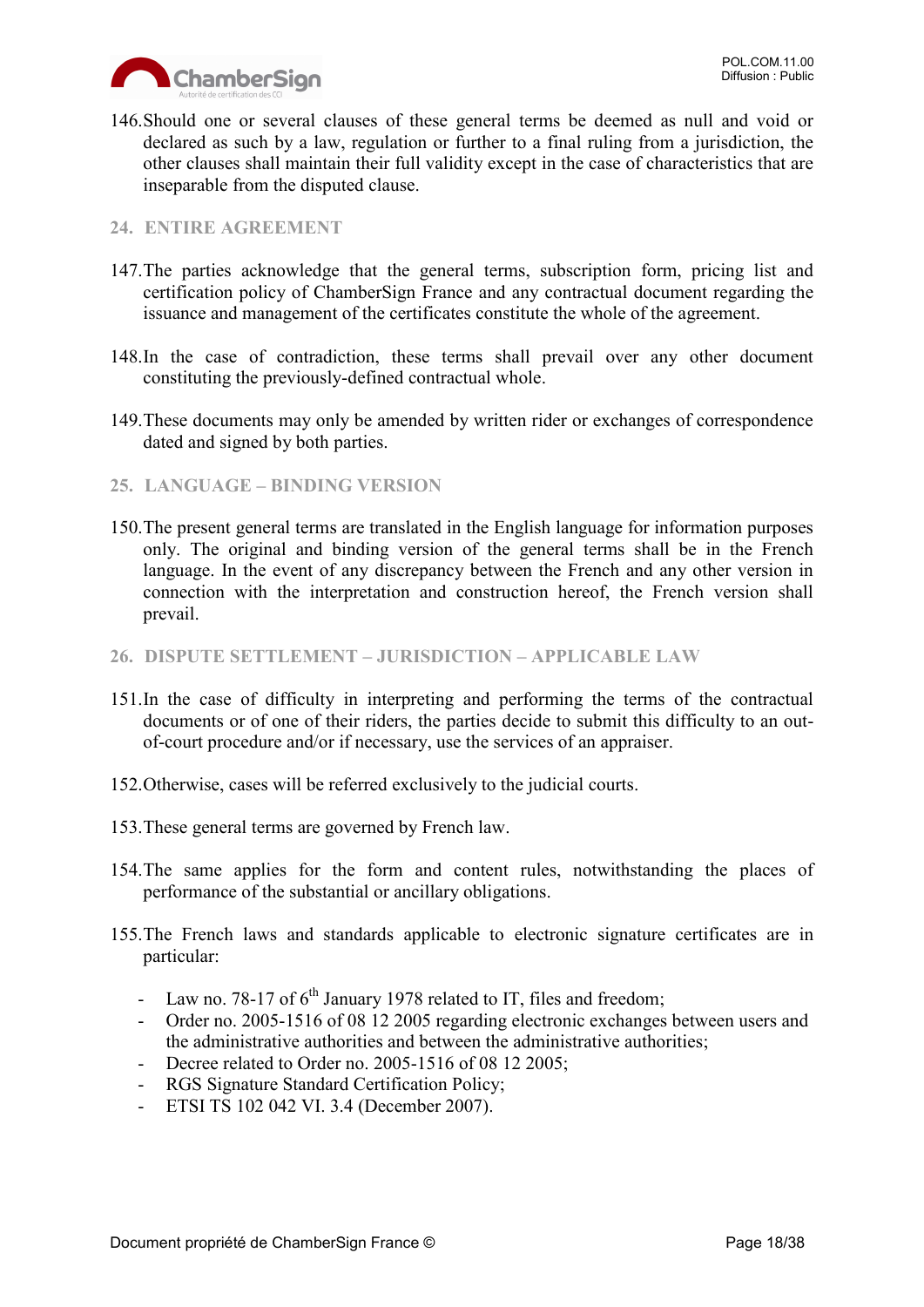146. Should one or several clauses of these general terms be deemed as null and void or declared as such by a law, regulation or further to a final ruling from a jurisdiction, the other clauses shall maintain their full validity except in the case of characteristics that are inseparable from the disputed clause.

## 24. ENTIRE AGREEMENT

147. The parties acknowledge that the general terms, subscription form, pricing list and certification policy of ChamberSign France and any contractual document regarding the issuance and management of the certificates constitute the whole of the agreement.

148. In the case of contradiction, these terms shall prevail over any other document constituting the previously-defined contractual whole.

149. These documents may only be amended by written rider or exchanges of correspondence dated and signed by both parties.

## 25. LANGUAGE – BINDING VERSION

150. The present general terms are translated in the English language for information purposes only. The original and binding version of the general terms shall be in the French language. In the event of any discrepancy between the French and any other version in connection with the interpretation and construction hereof, the French version shall prevail.

## 26. DISPUTE SETTLEMENT – JURISDICTION – APPLICABLE LAW

151. In the case of difficulty in interpreting and performing the terms of the contractual documents or of one of their riders, the parties decide to submit this difficulty to an out-of-court procedure and/or if necessary, use the services of an appraiser.

152. Otherwise, cases will be referred exclusively to the judicial courts.

153. These general terms are governed by French law.

154. The same applies for the form and content rules, notwithstanding the places of performance of the substantial or ancillary obligations.

155. The French laws and standards applicable to electronic signature certificates are in particular:

- Law no. 78-17 of 6th January 1978 related to IT, files and freedom;
- Order no. 2005-1516 of 08 12 2005 regarding electronic exchanges between users and the administrative authorities and between the administrative authorities;
- Decree related to Order no. 2005-1516 of 08 12 2005;
- RGS Signature Standard Certification Policy;
- ETSI TS 102 042 VI. 3.4 (December 2007).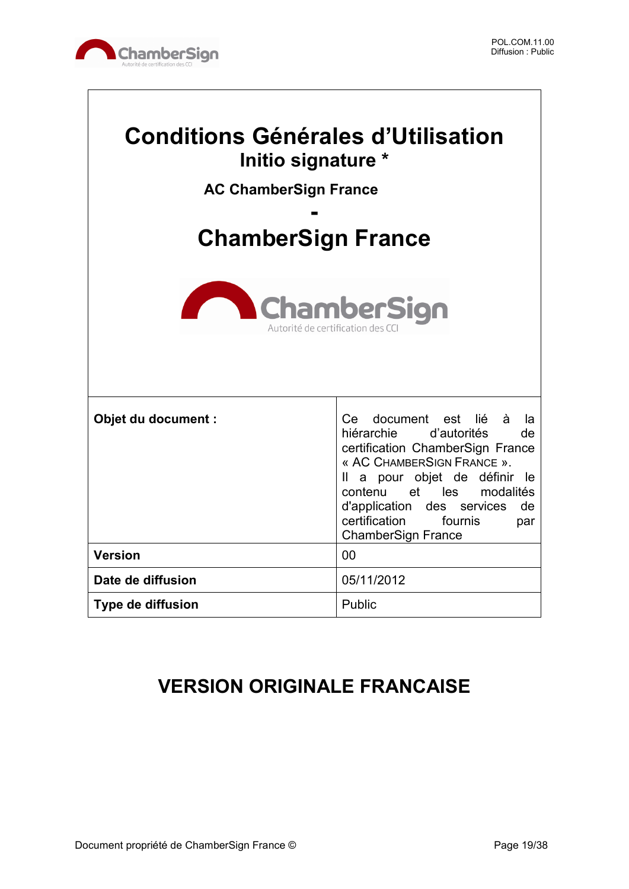# Conditions Générales d’Utilisation

## Initio signature *

**AC ChamberSign France**

**-**

## ChamberSign France

| | |
|---|---|
| **Objet du document :** | Ce document est lié à la hiérarchie d’autorités de certification ChamberSign France « AC CHAMBERSIGN FRANCE ». Il a pour objet de définir le contenu et les modalités d'application des services de certification fournis par ChamberSign France |
| **Version** | 00 |
| **Date de diffusion** | 05/11/2012 |
| **Type de diffusion** | Public |

# VERSION ORIGINALE FRANCAISE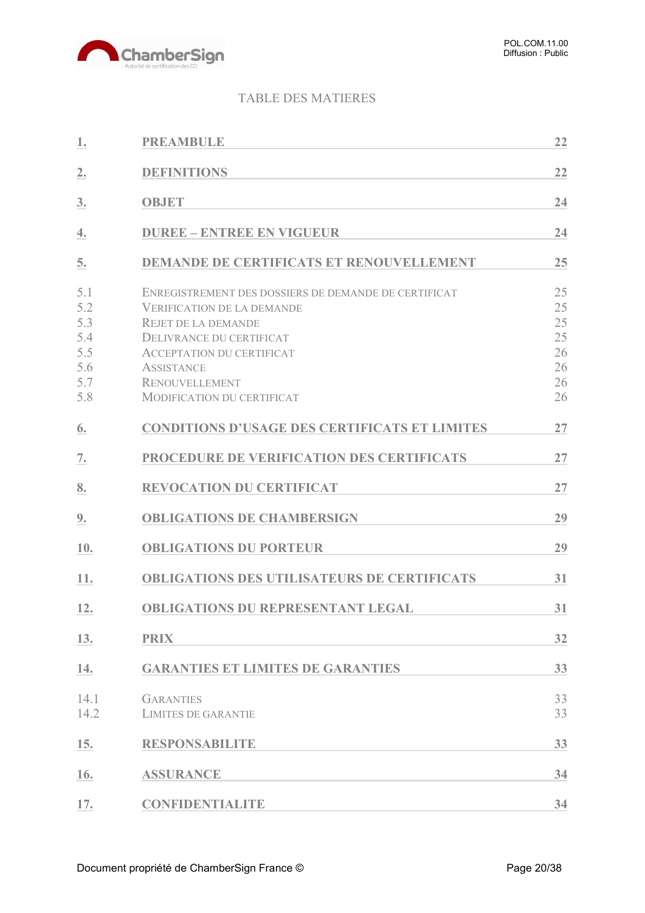TABLE DES MATIERES

| | | |
|---|---|---|
| **1.** | **PREAMBULE** | **22** |
| **2.** | **DEFINITIONS** | **22** |
| **3.** | **OBJET** | **24** |
| **4.** | **DUREE – ENTREE EN VIGUEUR** | **24** |
| **5.** | **DEMANDE DE CERTIFICATS ET RENOUVELLEMENT** | **25** |
| 5.1 | ENREGISTREMENT DES DOSSIERS DE DEMANDE DE CERTIFICAT | 25 |
| 5.2 | VERIFICATION DE LA DEMANDE | 25 |
| 5.3 | REJET DE LA DEMANDE | 25 |
| 5.4 | DELIVRANCE DU CERTIFICAT | 25 |
| 5.5 | ACCEPTATION DU CERTIFICAT | 26 |
| 5.6 | ASSISTANCE | 26 |
| 5.7 | RENOUVELLEMENT | 26 |
| 5.8 | MODIFICATION DU CERTIFICAT | 26 |
| **6.** | **CONDITIONS D'USAGE DES CERTIFICATS ET LIMITES** | **27** |
| **7.** | **PROCEDURE DE VERIFICATION DES CERTIFICATS** | **27** |
| **8.** | **REVOCATION DU CERTIFICAT** | **27** |
| **9.** | **OBLIGATIONS DE CHAMBERSIGN** | **29** |
| **10.** | **OBLIGATIONS DU PORTEUR** | **29** |
| **11.** | **OBLIGATIONS DES UTILISATEURS DE CERTIFICATS** | **31** |
| **12.** | **OBLIGATIONS DU REPRESENTANT LEGAL** | **31** |
| **13.** | **PRIX** | **32** |
| **14.** | **GARANTIES ET LIMITES DE GARANTIES** | **33** |
| 14.1 | GARANTIES | 33 |
| 14.2 | LIMITES DE GARANTIE | 33 |
| **15.** | **RESPONSABILITE** | **33** |
| **16.** | **ASSURANCE** | **34** |
| **17.** | **CONFIDENTIALITE** | **34** |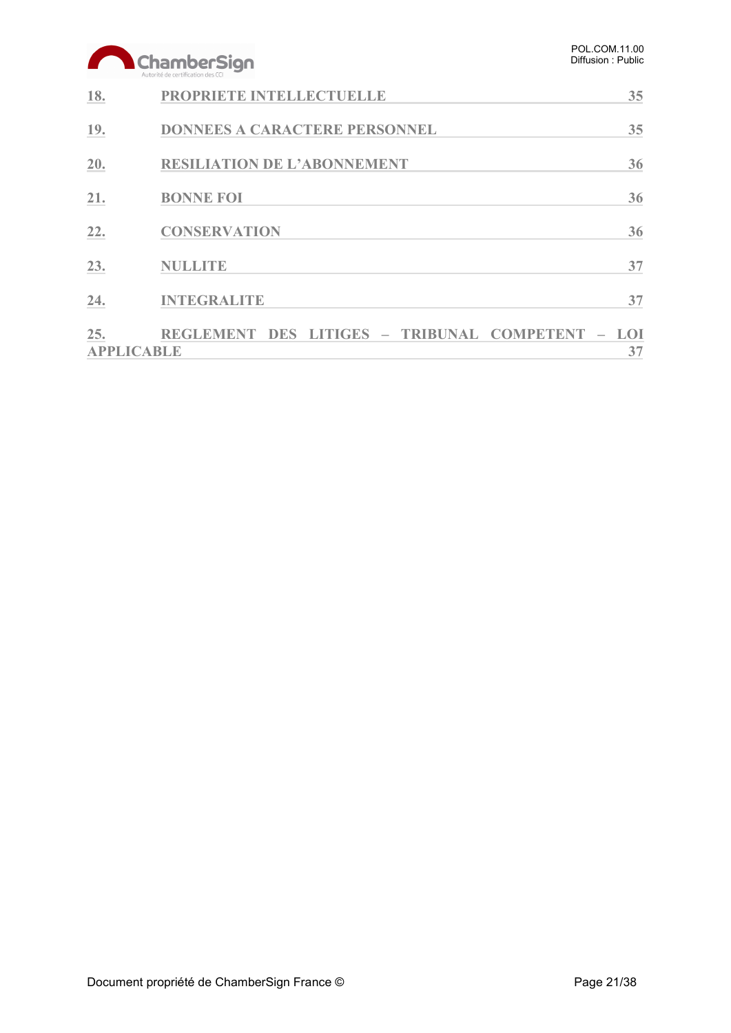18. PROPRIETE INTELLECTUELLE 35

19. DONNEES A CARACTERE PERSONNEL 35

20. RESILIATION DE L'ABONNEMENT 36

21. BONNE FOI 36

22. CONSERVATION 36

23. NULLITE 37

24. INTEGRALITE 37

25. REGLEMENT DES LITIGES – TRIBUNAL COMPETENT – LOI APPLICABLE 37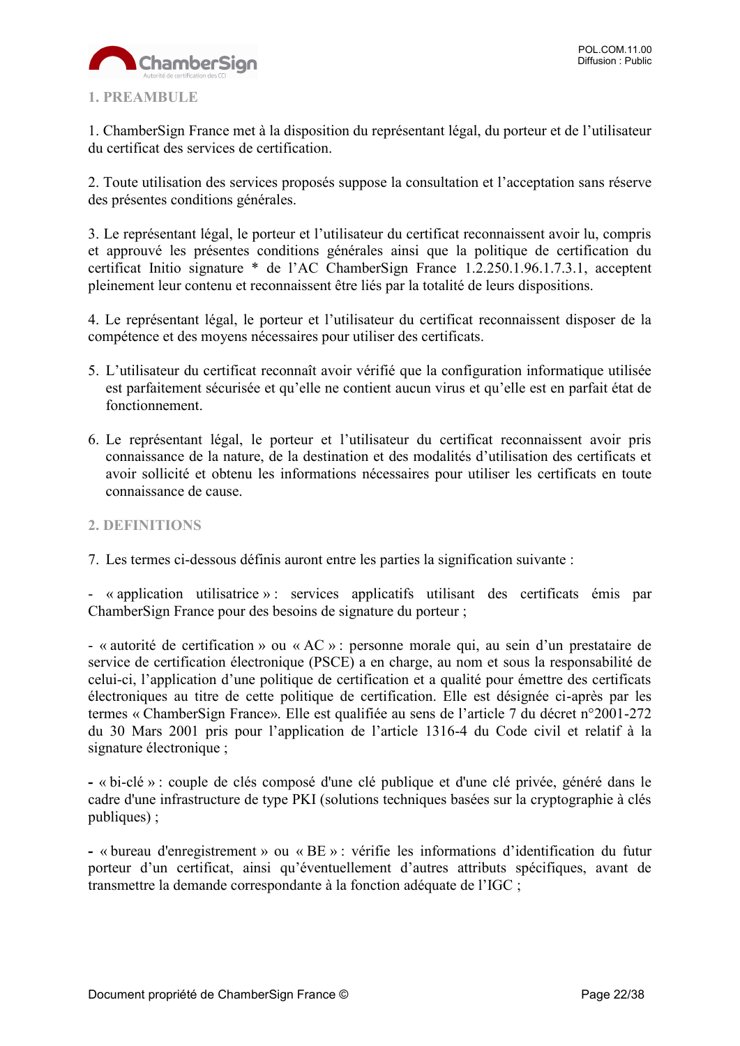## 1. PREAMBULE

1. ChamberSign France met à la disposition du représentant légal, du porteur et de l'utilisateur du certificat des services de certification.

2. Toute utilisation des services proposés suppose la consultation et l'acceptation sans réserve des présentes conditions générales.

3. Le représentant légal, le porteur et l'utilisateur du certificat reconnaissent avoir lu, compris et approuvé les présentes conditions générales ainsi que la politique de certification du certificat Initio signature * de l'AC ChamberSign France 1.2.250.1.96.1.7.3.1, acceptent pleinement leur contenu et reconnaissent être liés par la totalité de leurs dispositions.

4. Le représentant légal, le porteur et l'utilisateur du certificat reconnaissent disposer de la compétence et des moyens nécessaires pour utiliser des certificats.

5. L'utilisateur du certificat reconnaît avoir vérifié que la configuration informatique utilisée est parfaitement sécurisée et qu'elle ne contient aucun virus et qu'elle est en parfait état de fonctionnement.

6. Le représentant légal, le porteur et l'utilisateur du certificat reconnaissent avoir pris connaissance de la nature, de la destination et des modalités d'utilisation des certificats et avoir sollicité et obtenu les informations nécessaires pour utiliser les certificats en toute connaissance de cause.

## 2. DEFINITIONS

7. Les termes ci-dessous définis auront entre les parties la signification suivante :

- « application utilisatrice » : services applicatifs utilisant des certificats émis par ChamberSign France pour des besoins de signature du porteur ;

- « autorité de certification » ou « AC » : personne morale qui, au sein d'un prestataire de service de certification électronique (PSCE) a en charge, au nom et sous la responsabilité de celui-ci, l'application d'une politique de certification et a qualité pour émettre des certificats électroniques au titre de cette politique de certification. Elle est désignée ci-après par les termes « ChamberSign France». Elle est qualifiée au sens de l'article 7 du décret n°2001-272 du 30 Mars 2001 pris pour l'application de l'article 1316-4 du Code civil et relatif à la signature électronique ;

- « bi-clé » : couple de clés composé d'une clé publique et d'une clé privée, généré dans le cadre d'une infrastructure de type PKI (solutions techniques basées sur la cryptographie à clés publiques) ;

- « bureau d'enregistrement » ou « BE » : vérifie les informations d'identification du futur porteur d'un certificat, ainsi qu'éventuellement d'autres attributs spécifiques, avant de transmettre la demande correspondante à la fonction adéquate de l'IGC ;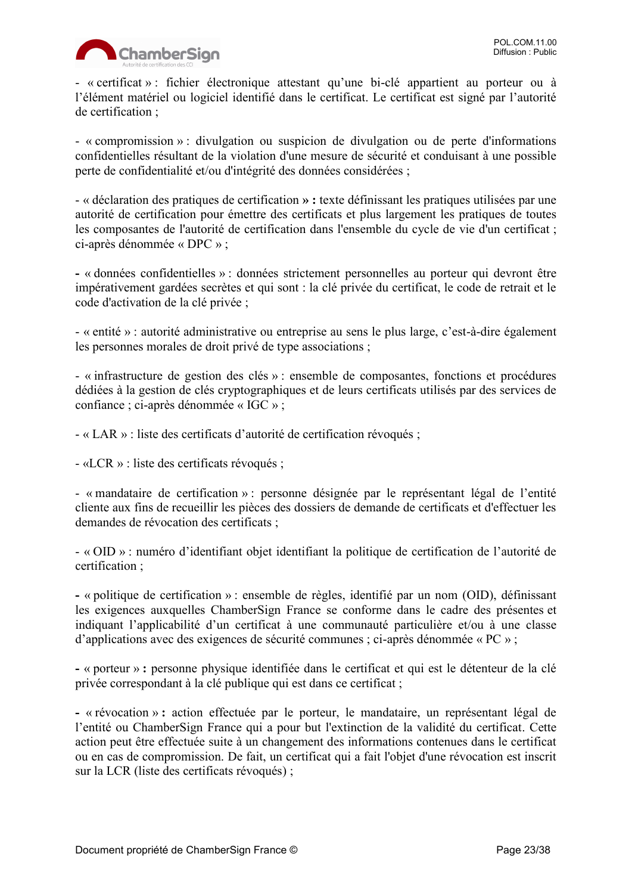- « certificat » : fichier électronique attestant qu'une bi-clé appartient au porteur ou à l'élément matériel ou logiciel identifié dans le certificat. Le certificat est signé par l'autorité de certification ;

- « compromission » : divulgation ou suspicion de divulgation ou de perte d'informations confidentielles résultant de la violation d'une mesure de sécurité et conduisant à une possible perte de confidentialité et/ou d'intégrité des données considérées ;

- « déclaration des pratiques de certification **» :** texte définissant les pratiques utilisées par une autorité de certification pour émettre des certificats et plus largement les pratiques de toutes les composantes de l'autorité de certification dans l'ensemble du cycle de vie d'un certificat ; ci-après dénommée « DPC » ;

**-** « données confidentielles » : données strictement personnelles au porteur qui devront être impérativement gardées secrètes et qui sont : la clé privée du certificat, le code de retrait et le code d'activation de la clé privée ;

- « entité » : autorité administrative ou entreprise au sens le plus large, c'est-à-dire également les personnes morales de droit privé de type associations ;

- « infrastructure de gestion des clés » : ensemble de composantes, fonctions et procédures dédiées à la gestion de clés cryptographiques et de leurs certificats utilisés par des services de confiance ; ci-après dénommée « IGC » ;

- « LAR » : liste des certificats d'autorité de certification révoqués ;

- «LCR » : liste des certificats révoqués ;

- « mandataire de certification » : personne désignée par le représentant légal de l'entité cliente aux fins de recueillir les pièces des dossiers de demande de certificats et d'effectuer les demandes de révocation des certificats ;

- « OID » : numéro d'identifiant objet identifiant la politique de certification de l'autorité de certification ;

**-** « politique de certification » : ensemble de règles, identifié par un nom (OID), définissant les exigences auxquelles ChamberSign France se conforme dans le cadre des présentes et indiquant l'applicabilité d'un certificat à une communauté particulière et/ou à une classe d'applications avec des exigences de sécurité communes ; ci-après dénommée « PC » ;

**-** « porteur » **:** personne physique identifiée dans le certificat et qui est le détenteur de la clé privée correspondant à la clé publique qui est dans ce certificat ;

**-** « révocation » **:** action effectuée par le porteur, le mandataire, un représentant légal de l'entité ou ChamberSign France qui a pour but l'extinction de la validité du certificat. Cette action peut être effectuée suite à un changement des informations contenues dans le certificat ou en cas de compromission. De fait, un certificat qui a fait l'objet d'une révocation est inscrit sur la LCR (liste des certificats révoqués) ;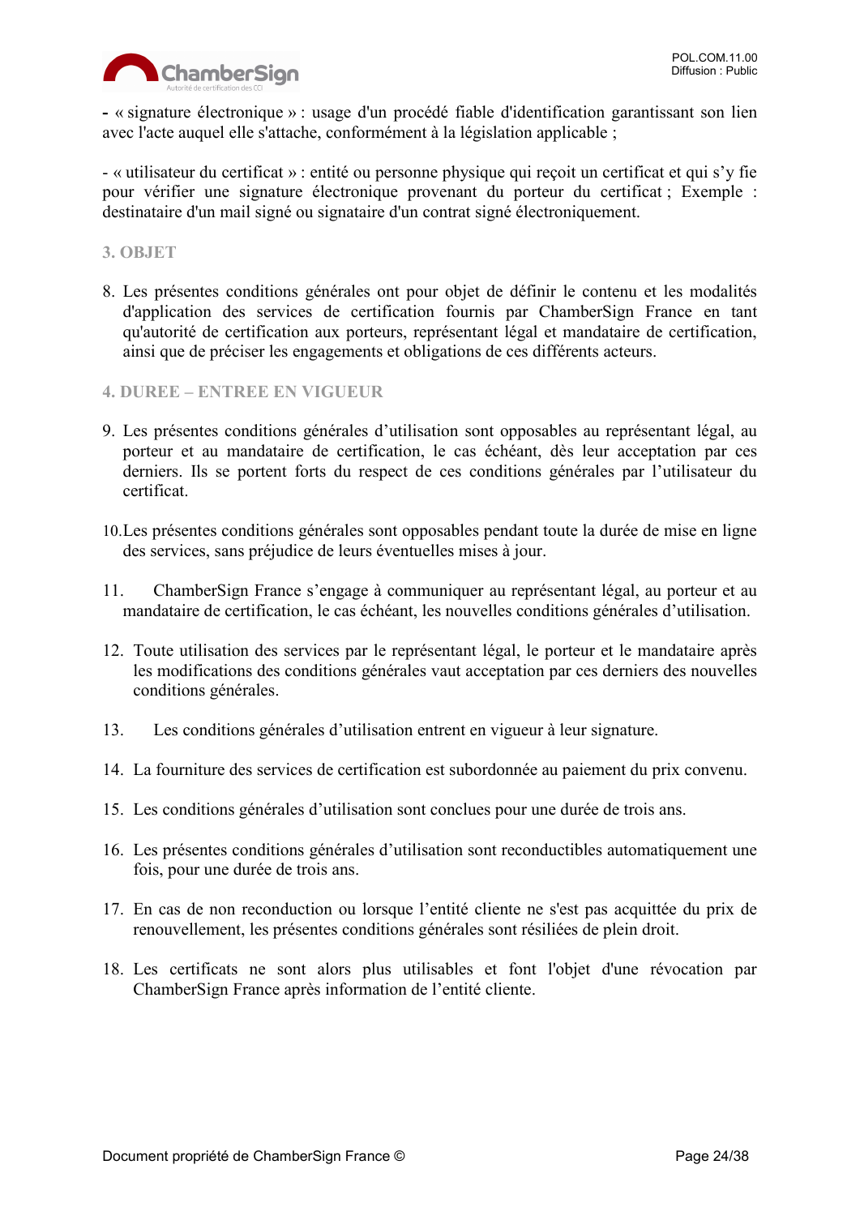- « signature électronique » : usage d'un procédé fiable d'identification garantissant son lien avec l'acte auquel elle s'attache, conformément à la législation applicable ;

- « utilisateur du certificat » : entité ou personne physique qui reçoit un certificat et qui s'y fie pour vérifier une signature électronique provenant du porteur du certificat ; Exemple : destinataire d'un mail signé ou signataire d'un contrat signé électroniquement.

## 3. OBJET

8. Les présentes conditions générales ont pour objet de définir le contenu et les modalités d'application des services de certification fournis par ChamberSign France en tant qu'autorité de certification aux porteurs, représentant légal et mandataire de certification, ainsi que de préciser les engagements et obligations de ces différents acteurs.

## 4. DUREE – ENTREE EN VIGUEUR

9. Les présentes conditions générales d'utilisation sont opposables au représentant légal, au porteur et au mandataire de certification, le cas échéant, dès leur acceptation par ces derniers. Ils se portent forts du respect de ces conditions générales par l'utilisateur du certificat.

10. Les présentes conditions générales sont opposables pendant toute la durée de mise en ligne des services, sans préjudice de leurs éventuelles mises à jour.

11. ChamberSign France s'engage à communiquer au représentant légal, au porteur et au mandataire de certification, le cas échéant, les nouvelles conditions générales d'utilisation.

12. Toute utilisation des services par le représentant légal, le porteur et le mandataire après les modifications des conditions générales vaut acceptation par ces derniers des nouvelles conditions générales.

13. Les conditions générales d'utilisation entrent en vigueur à leur signature.

14. La fourniture des services de certification est subordonnée au paiement du prix convenu.

15. Les conditions générales d'utilisation sont conclues pour une durée de trois ans.

16. Les présentes conditions générales d'utilisation sont reconductibles automatiquement une fois, pour une durée de trois ans.

17. En cas de non reconduction ou lorsque l'entité cliente ne s'est pas acquittée du prix de renouvellement, les présentes conditions générales sont résiliées de plein droit.

18. Les certificats ne sont alors plus utilisables et font l'objet d'une révocation par ChamberSign France après information de l'entité cliente.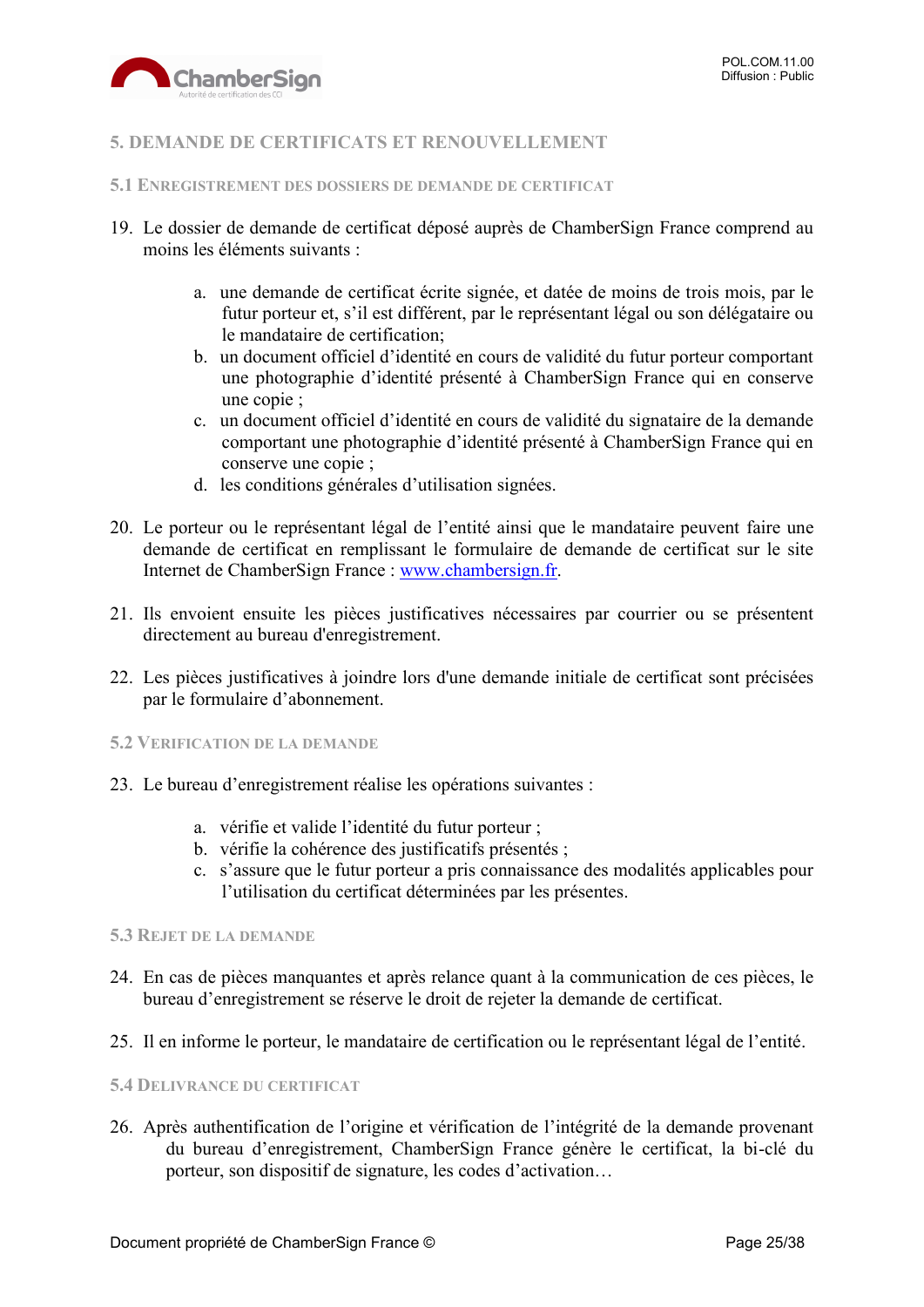## 5. DEMANDE DE CERTIFICATS ET RENOUVELLEMENT

### 5.1 Enregistrement des dossiers de demande de certificat

19. Le dossier de demande de certificat déposé auprès de ChamberSign France comprend au moins les éléments suivants :

    a. une demande de certificat écrite signée, et datée de moins de trois mois, par le futur porteur et, s'il est différent, par le représentant légal ou son délégataire ou le mandataire de certification;
    b. un document officiel d'identité en cours de validité du futur porteur comportant une photographie d'identité présenté à ChamberSign France qui en conserve une copie ;
    c. un document officiel d'identité en cours de validité du signataire de la demande comportant une photographie d'identité présenté à ChamberSign France qui en conserve une copie ;
    d. les conditions générales d'utilisation signées.

20. Le porteur ou le représentant légal de l'entité ainsi que le mandataire peuvent faire une demande de certificat en remplissant le formulaire de demande de certificat sur le site Internet de ChamberSign France : [www.chambersign.fr](http://www.chambersign.fr).

21. Ils envoient ensuite les pièces justificatives nécessaires par courrier ou se présentent directement au bureau d'enregistrement.

22. Les pièces justificatives à joindre lors d'une demande initiale de certificat sont précisées par le formulaire d'abonnement.

### 5.2 Verification de la demande

23. Le bureau d'enregistrement réalise les opérations suivantes :

    a. vérifie et valide l'identité du futur porteur ;
    b. vérifie la cohérence des justificatifs présentés ;
    c. s'assure que le futur porteur a pris connaissance des modalités applicables pour l'utilisation du certificat déterminées par les présentes.

### 5.3 Rejet de la demande

24. En cas de pièces manquantes et après relance quant à la communication de ces pièces, le bureau d'enregistrement se réserve le droit de rejeter la demande de certificat.

25. Il en informe le porteur, le mandataire de certification ou le représentant légal de l'entité.

### 5.4 Delivrance du certificat

26. Après authentification de l'origine et vérification de l'intégrité de la demande provenant du bureau d'enregistrement, ChamberSign France génère le certificat, la bi-clé du porteur, son dispositif de signature, les codes d'activation…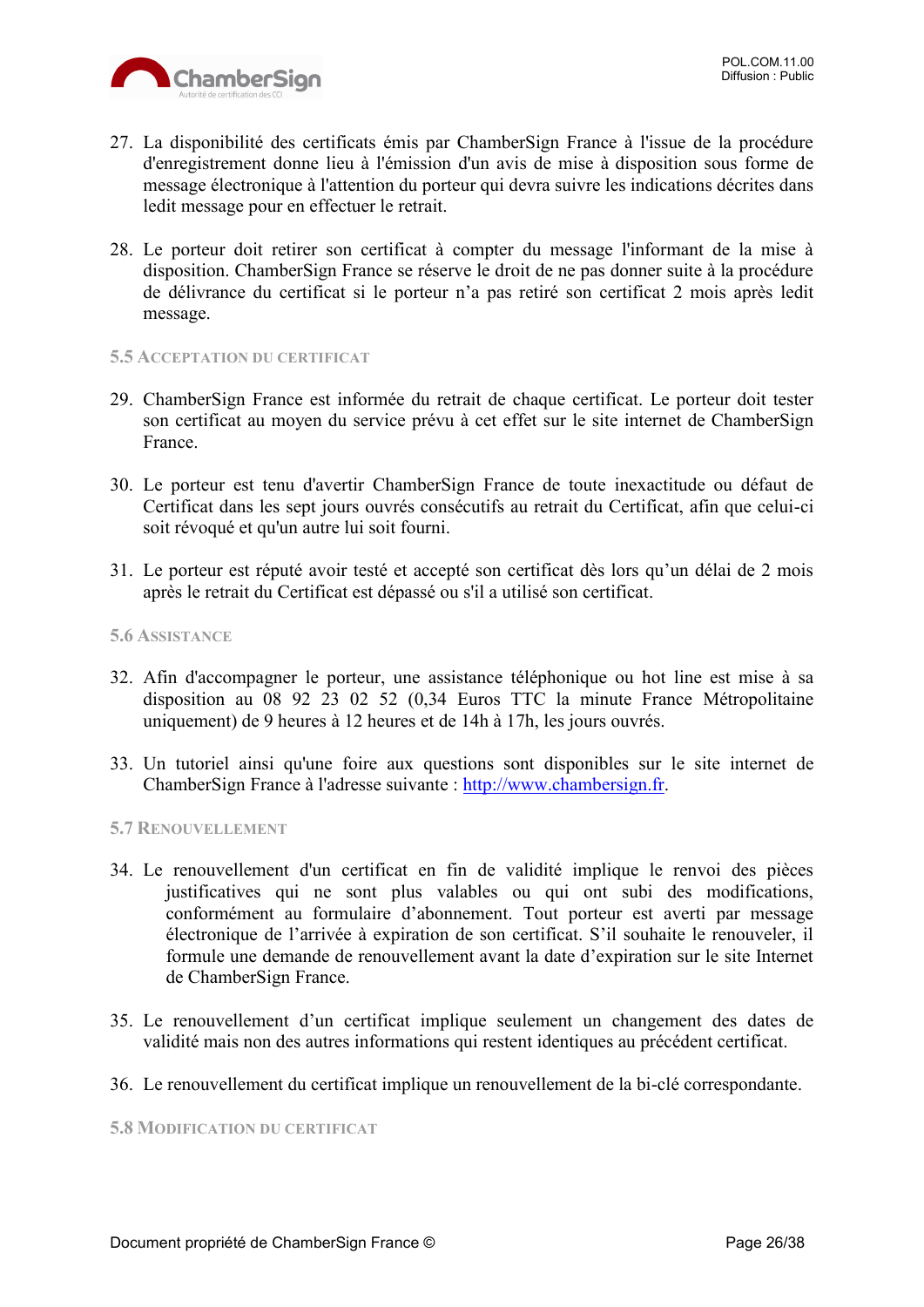27. La disponibilité des certificats émis par ChamberSign France à l'issue de la procédure d'enregistrement donne lieu à l'émission d'un avis de mise à disposition sous forme de message électronique à l'attention du porteur qui devra suivre les indications décrites dans ledit message pour en effectuer le retrait.

28. Le porteur doit retirer son certificat à compter du message l'informant de la mise à disposition. ChamberSign France se réserve le droit de ne pas donner suite à la procédure de délivrance du certificat si le porteur n'a pas retiré son certificat 2 mois après ledit message.

### 5.5 Acceptation du certificat

29. ChamberSign France est informée du retrait de chaque certificat. Le porteur doit tester son certificat au moyen du service prévu à cet effet sur le site internet de ChamberSign France.

30. Le porteur est tenu d'avertir ChamberSign France de toute inexactitude ou défaut de Certificat dans les sept jours ouvrés consécutifs au retrait du Certificat, afin que celui-ci soit révoqué et qu'un autre lui soit fourni.

31. Le porteur est réputé avoir testé et accepté son certificat dès lors qu'un délai de 2 mois après le retrait du Certificat est dépassé ou s'il a utilisé son certificat.

### 5.6 Assistance

32. Afin d'accompagner le porteur, une assistance téléphonique ou hot line est mise à sa disposition au 08 92 23 02 52 (0,34 Euros TTC la minute France Métropolitaine uniquement) de 9 heures à 12 heures et de 14h à 17h, les jours ouvrés.

33. Un tutoriel ainsi qu'une foire aux questions sont disponibles sur le site internet de ChamberSign France à l'adresse suivante : [http://www.chambersign.fr](http://www.chambersign.fr).

### 5.7 Renouvellement

34. Le renouvellement d'un certificat en fin de validité implique le renvoi des pièces justificatives qui ne sont plus valables ou qui ont subi des modifications, conformément au formulaire d'abonnement. Tout porteur est averti par message électronique de l'arrivée à expiration de son certificat. S'il souhaite le renouveler, il formule une demande de renouvellement avant la date d'expiration sur le site Internet de ChamberSign France.

35. Le renouvellement d'un certificat implique seulement un changement des dates de validité mais non des autres informations qui restent identiques au précédent certificat.

36. Le renouvellement du certificat implique un renouvellement de la bi-clé correspondante.

### 5.8 Modification du certificat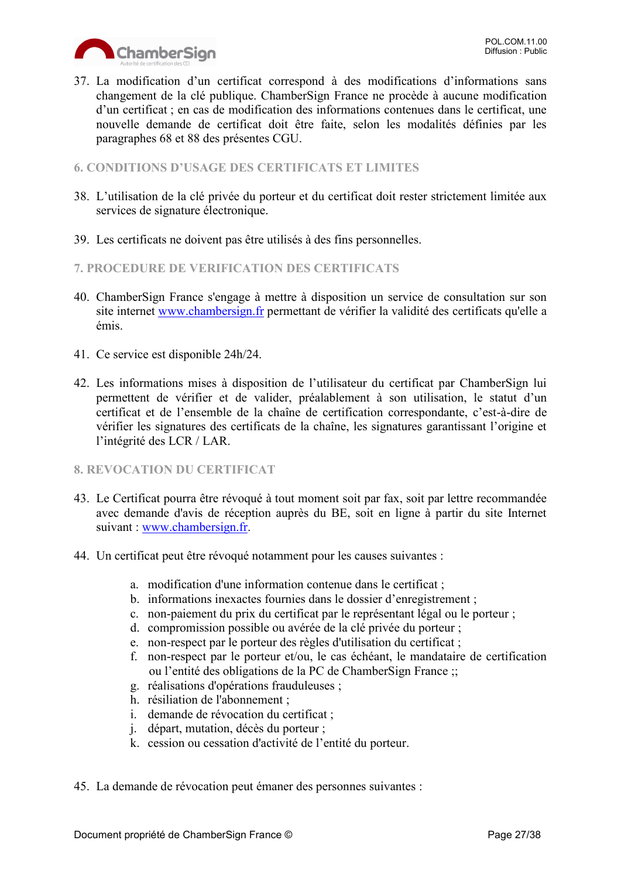37. La modification d'un certificat correspond à des modifications d'informations sans changement de la clé publique. ChamberSign France ne procède à aucune modification d'un certificat ; en cas de modification des informations contenues dans le certificat, une nouvelle demande de certificat doit être faite, selon les modalités définies par les paragraphes 68 et 88 des présentes CGU.

## 6. CONDITIONS D'USAGE DES CERTIFICATS ET LIMITES

38. L'utilisation de la clé privée du porteur et du certificat doit rester strictement limitée aux services de signature électronique.

39. Les certificats ne doivent pas être utilisés à des fins personnelles.

## 7. PROCEDURE DE VERIFICATION DES CERTIFICATS

40. ChamberSign France s'engage à mettre à disposition un service de consultation sur son site internet [www.chambersign.fr](http://www.chambersign.fr) permettant de vérifier la validité des certificats qu'elle a émis.

41. Ce service est disponible 24h/24.

42. Les informations mises à disposition de l'utilisateur du certificat par ChamberSign lui permettent de vérifier et de valider, préalablement à son utilisation, le statut d'un certificat et de l'ensemble de la chaîne de certification correspondante, c'est-à-dire de vérifier les signatures des certificats de la chaîne, les signatures garantissant l'origine et l'intégrité des LCR / LAR.

## 8. REVOCATION DU CERTIFICAT

43. Le Certificat pourra être révoqué à tout moment soit par fax, soit par lettre recommandée avec demande d'avis de réception auprès du BE, soit en ligne à partir du site Internet suivant : [www.chambersign.fr](http://www.chambersign.fr).

44. Un certificat peut être révoqué notamment pour les causes suivantes :

    a. modification d'une information contenue dans le certificat ;
    b. informations inexactes fournies dans le dossier d'enregistrement ;
    c. non-paiement du prix du certificat par le représentant légal ou le porteur ;
    d. compromission possible ou avérée de la clé privée du porteur ;
    e. non-respect par le porteur des règles d'utilisation du certificat ;
    f. non-respect par le porteur et/ou, le cas échéant, le mandataire de certification ou l'entité des obligations de la PC de ChamberSign France ;;
    g. réalisations d'opérations frauduleuses ;
    h. résiliation de l'abonnement ;
    i. demande de révocation du certificat ;
    j. départ, mutation, décès du porteur ;
    k. cession ou cessation d'activité de l'entité du porteur.

45. La demande de révocation peut émaner des personnes suivantes :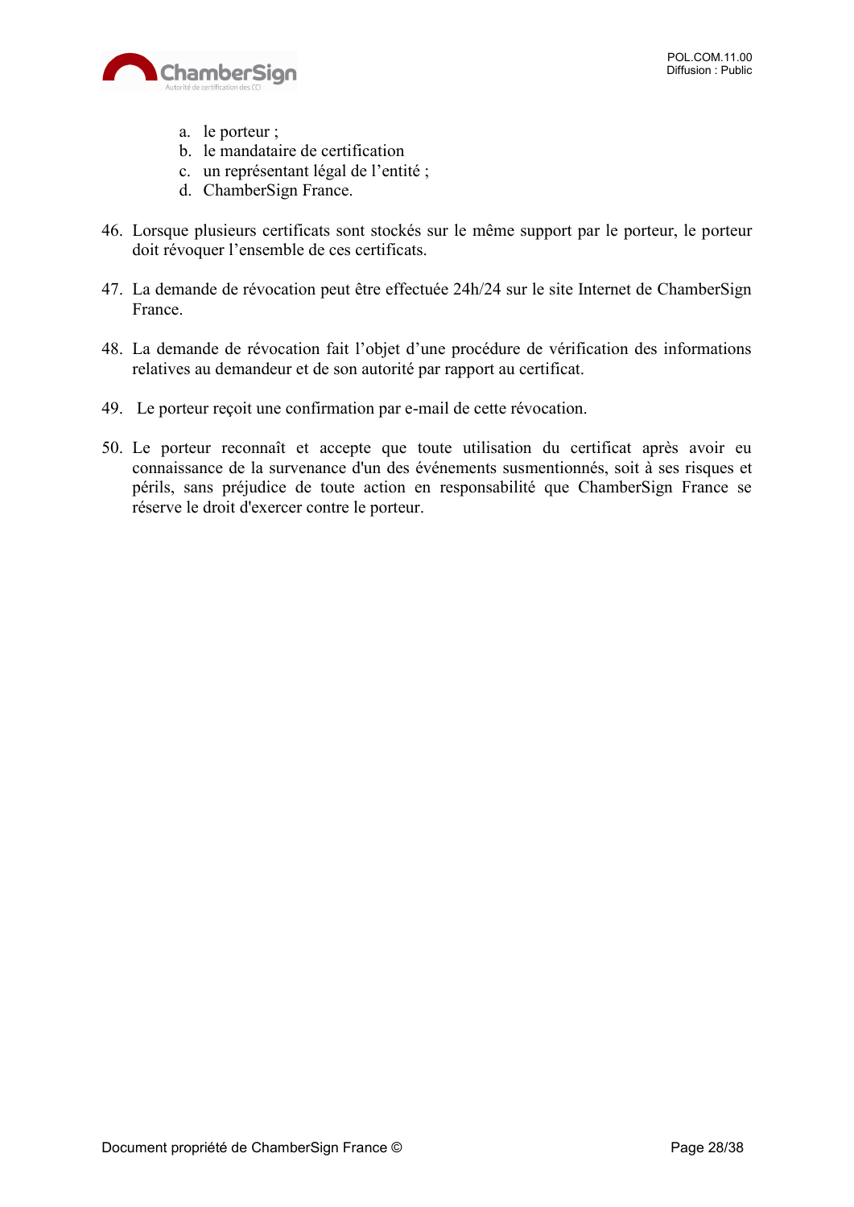a. le porteur ;
b. le mandataire de certification
c. un représentant légal de l'entité ;
d. ChamberSign France.

46. Lorsque plusieurs certificats sont stockés sur le même support par le porteur, le porteur doit révoquer l'ensemble de ces certificats.

47. La demande de révocation peut être effectuée 24h/24 sur le site Internet de ChamberSign France.

48. La demande de révocation fait l'objet d'une procédure de vérification des informations relatives au demandeur et de son autorité par rapport au certificat.

49. Le porteur reçoit une confirmation par e-mail de cette révocation.

50. Le porteur reconnaît et accepte que toute utilisation du certificat après avoir eu connaissance de la survenance d'un des événements susmentionnés, soit à ses risques et périls, sans préjudice de toute action en responsabilité que ChamberSign France se réserve le droit d'exercer contre le porteur.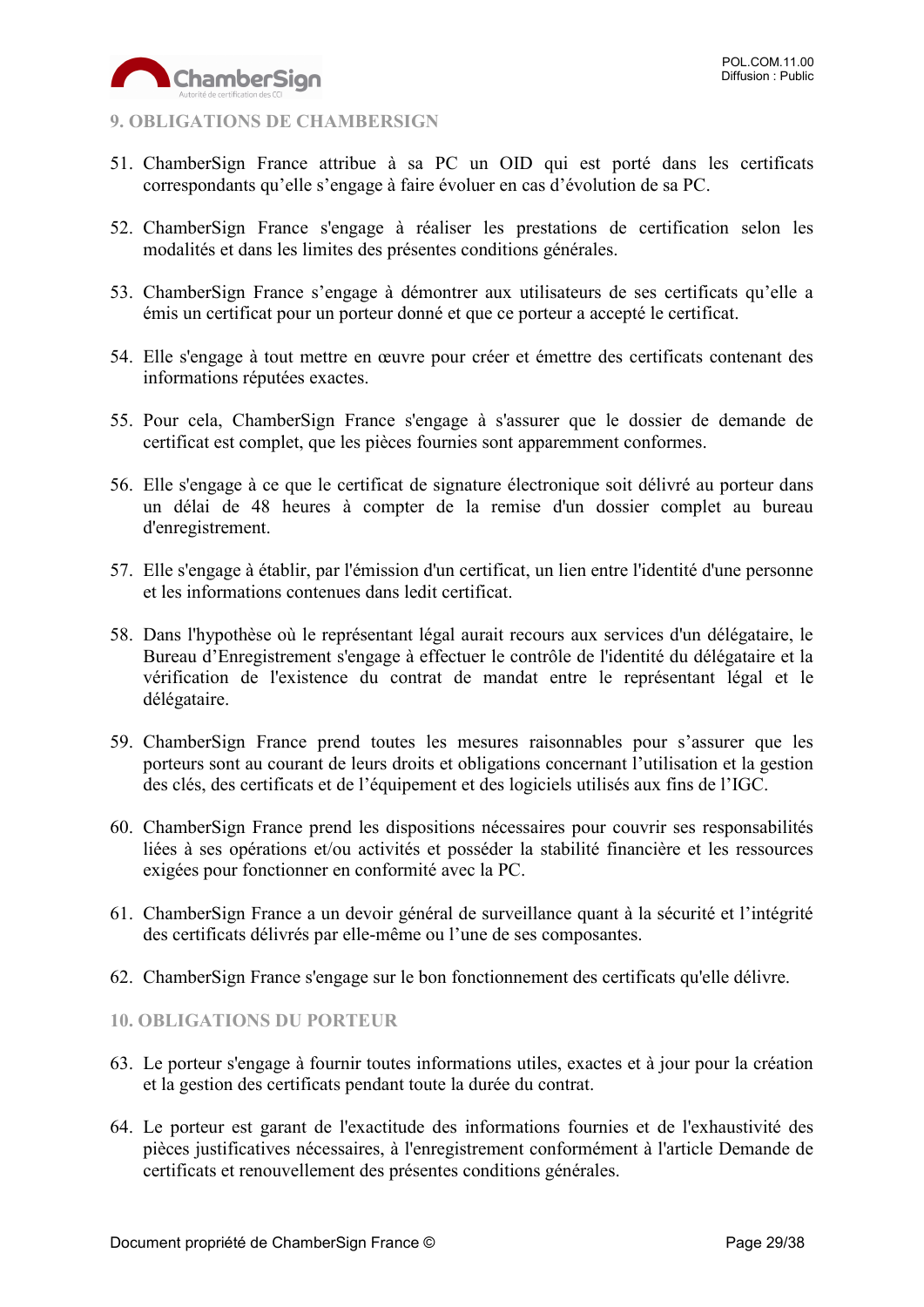## 9. OBLIGATIONS DE CHAMBERSIGN

51. ChamberSign France attribue à sa PC un OID qui est porté dans les certificats correspondants qu'elle s'engage à faire évoluer en cas d'évolution de sa PC.

52. ChamberSign France s'engage à réaliser les prestations de certification selon les modalités et dans les limites des présentes conditions générales.

53. ChamberSign France s'engage à démontrer aux utilisateurs de ses certificats qu'elle a émis un certificat pour un porteur donné et que ce porteur a accepté le certificat.

54. Elle s'engage à tout mettre en œuvre pour créer et émettre des certificats contenant des informations réputées exactes.

55. Pour cela, ChamberSign France s'engage à s'assurer que le dossier de demande de certificat est complet, que les pièces fournies sont apparemment conformes.

56. Elle s'engage à ce que le certificat de signature électronique soit délivré au porteur dans un délai de 48 heures à compter de la remise d'un dossier complet au bureau d'enregistrement.

57. Elle s'engage à établir, par l'émission d'un certificat, un lien entre l'identité d'une personne et les informations contenues dans ledit certificat.

58. Dans l'hypothèse où le représentant légal aurait recours aux services d'un délégataire, le Bureau d'Enregistrement s'engage à effectuer le contrôle de l'identité du délégataire et la vérification de l'existence du contrat de mandat entre le représentant légal et le délégataire.

59. ChamberSign France prend toutes les mesures raisonnables pour s'assurer que les porteurs sont au courant de leurs droits et obligations concernant l'utilisation et la gestion des clés, des certificats et de l'équipement et des logiciels utilisés aux fins de l'IGC.

60. ChamberSign France prend les dispositions nécessaires pour couvrir ses responsabilités liées à ses opérations et/ou activités et posséder la stabilité financière et les ressources exigées pour fonctionner en conformité avec la PC.

61. ChamberSign France a un devoir général de surveillance quant à la sécurité et l'intégrité des certificats délivrés par elle-même ou l'une de ses composantes.

62. ChamberSign France s'engage sur le bon fonctionnement des certificats qu'elle délivre.

## 10. OBLIGATIONS DU PORTEUR

63. Le porteur s'engage à fournir toutes informations utiles, exactes et à jour pour la création et la gestion des certificats pendant toute la durée du contrat.

64. Le porteur est garant de l'exactitude des informations fournies et de l'exhaustivité des pièces justificatives nécessaires, à l'enregistrement conformément à l'article Demande de certificats et renouvellement des présentes conditions générales.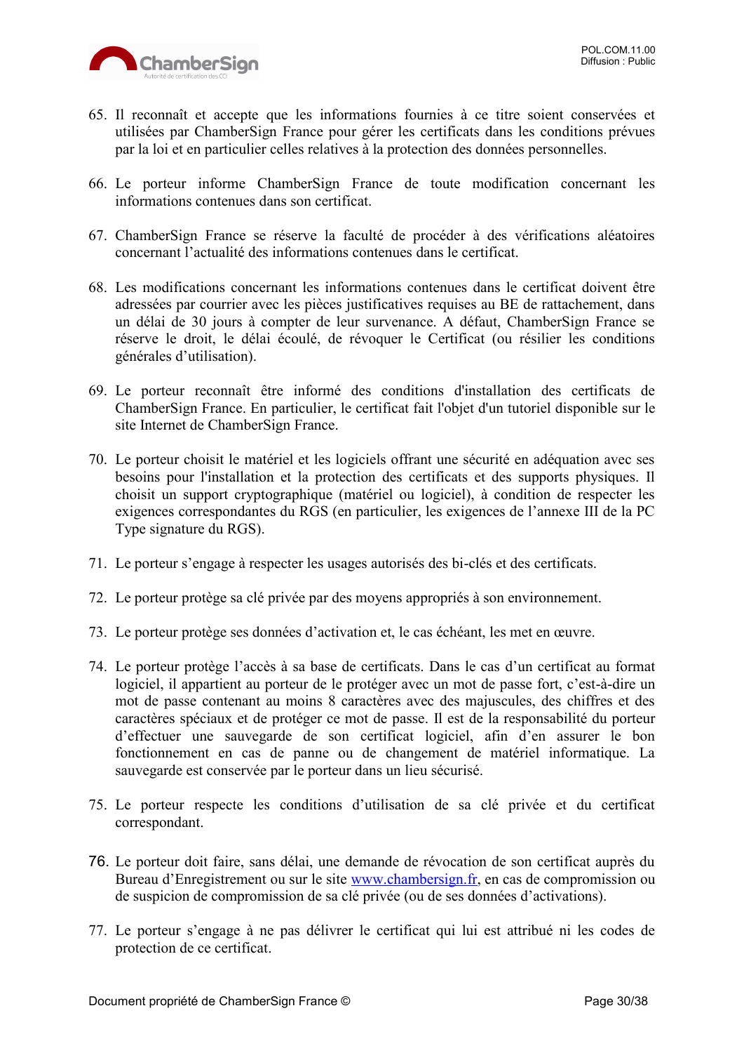65. Il reconnaît et accepte que les informations fournies à ce titre soient conservées et utilisées par ChamberSign France pour gérer les certificats dans les conditions prévues par la loi et en particulier celles relatives à la protection des données personnelles.

66. Le porteur informe ChamberSign France de toute modification concernant les informations contenues dans son certificat.

67. ChamberSign France se réserve la faculté de procéder à des vérifications aléatoires concernant l'actualité des informations contenues dans le certificat.

68. Les modifications concernant les informations contenues dans le certificat doivent être adressées par courrier avec les pièces justificatives requises au BE de rattachement, dans un délai de 30 jours à compter de leur survenance. A défaut, ChamberSign France se réserve le droit, le délai écoulé, de révoquer le Certificat (ou résilier les conditions générales d'utilisation).

69. Le porteur reconnaît être informé des conditions d'installation des certificats de ChamberSign France. En particulier, le certificat fait l'objet d'un tutoriel disponible sur le site Internet de ChamberSign France.

70. Le porteur choisit le matériel et les logiciels offrant une sécurité en adéquation avec ses besoins pour l'installation et la protection des certificats et des supports physiques. Il choisit un support cryptographique (matériel ou logiciel), à condition de respecter les exigences correspondantes du RGS (en particulier, les exigences de l'annexe III de la PC Type signature du RGS).

71. Le porteur s'engage à respecter les usages autorisés des bi-clés et des certificats.

72. Le porteur protège sa clé privée par des moyens appropriés à son environnement.

73. Le porteur protège ses données d'activation et, le cas échéant, les met en œuvre.

74. Le porteur protège l'accès à sa base de certificats. Dans le cas d'un certificat au format logiciel, il appartient au porteur de le protéger avec un mot de passe fort, c'est-à-dire un mot de passe contenant au moins 8 caractères avec des majuscules, des chiffres et des caractères spéciaux et de protéger ce mot de passe. Il est de la responsabilité du porteur d'effectuer une sauvegarde de son certificat logiciel, afin d'en assurer le bon fonctionnement en cas de panne ou de changement de matériel informatique. La sauvegarde est conservée par le porteur dans un lieu sécurisé.

75. Le porteur respecte les conditions d'utilisation de sa clé privée et du certificat correspondant.

76. Le porteur doit faire, sans délai, une demande de révocation de son certificat auprès du Bureau d'Enregistrement ou sur le site [www.chambersign.fr](http://www.chambersign.fr), en cas de compromission ou de suspicion de compromission de sa clé privée (ou de ses données d'activations).

77. Le porteur s'engage à ne pas délivrer le certificat qui lui est attribué ni les codes de protection de ce certificat.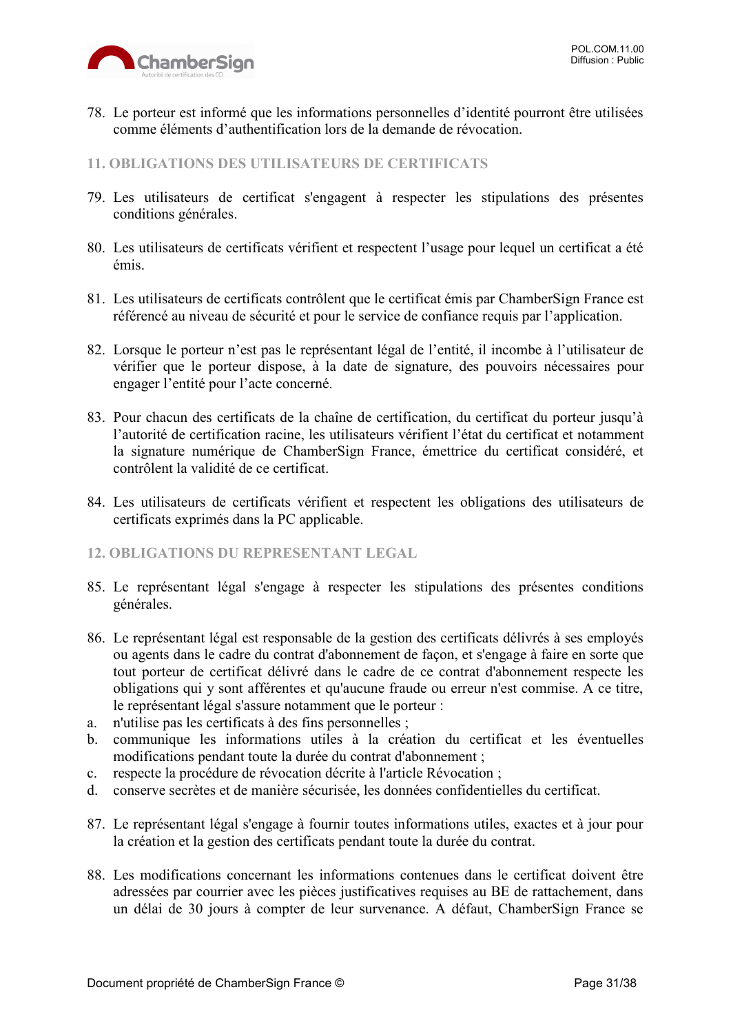78. Le porteur est informé que les informations personnelles d'identité pourront être utilisées comme éléments d'authentification lors de la demande de révocation.

## 11. OBLIGATIONS DES UTILISATEURS DE CERTIFICATS

79. Les utilisateurs de certificat s'engagent à respecter les stipulations des présentes conditions générales.

80. Les utilisateurs de certificats vérifient et respectent l'usage pour lequel un certificat a été émis.

81. Les utilisateurs de certificats contrôlent que le certificat émis par ChamberSign France est référencé au niveau de sécurité et pour le service de confiance requis par l'application.

82. Lorsque le porteur n'est pas le représentant légal de l'entité, il incombe à l'utilisateur de vérifier que le porteur dispose, à la date de signature, des pouvoirs nécessaires pour engager l'entité pour l'acte concerné.

83. Pour chacun des certificats de la chaîne de certification, du certificat du porteur jusqu'à l'autorité de certification racine, les utilisateurs vérifient l'état du certificat et notamment la signature numérique de ChamberSign France, émettrice du certificat considéré, et contrôlent la validité de ce certificat.

84. Les utilisateurs de certificats vérifient et respectent les obligations des utilisateurs de certificats exprimés dans la PC applicable.

## 12. OBLIGATIONS DU REPRESENTANT LEGAL

85. Le représentant légal s'engage à respecter les stipulations des présentes conditions générales.

86. Le représentant légal est responsable de la gestion des certificats délivrés à ses employés ou agents dans le cadre du contrat d'abonnement de façon, et s'engage à faire en sorte que tout porteur de certificat délivré dans le cadre de ce contrat d'abonnement respecte les obligations qui y sont afférentes et qu'aucune fraude ou erreur n'est commise. A ce titre, le représentant légal s'assure notamment que le porteur :
    a. n'utilise pas les certificats à des fins personnelles ;
    b. communique les informations utiles à la création du certificat et les éventuelles modifications pendant toute la durée du contrat d'abonnement ;
    c. respecte la procédure de révocation décrite à l'article Révocation ;
    d. conserve secrètes et de manière sécurisée, les données confidentielles du certificat.

87. Le représentant légal s'engage à fournir toutes informations utiles, exactes et à jour pour la création et la gestion des certificats pendant toute la durée du contrat.

88. Les modifications concernant les informations contenues dans le certificat doivent être adressées par courrier avec les pièces justificatives requises au BE de rattachement, dans un délai de 30 jours à compter de leur survenance. A défaut, ChamberSign France se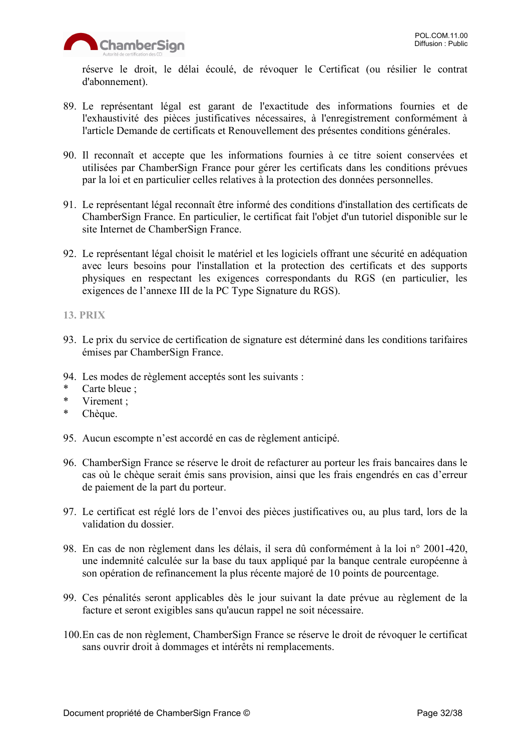réserve le droit, le délai écoulé, de révoquer le Certificat (ou résilier le contrat d'abonnement).

89. Le représentant légal est garant de l'exactitude des informations fournies et de l'exhaustivité des pièces justificatives nécessaires, à l'enregistrement conformément à l'article Demande de certificats et Renouvellement des présentes conditions générales.

90. Il reconnaît et accepte que les informations fournies à ce titre soient conservées et utilisées par ChamberSign France pour gérer les certificats dans les conditions prévues par la loi et en particulier celles relatives à la protection des données personnelles.

91. Le représentant légal reconnaît être informé des conditions d'installation des certificats de ChamberSign France. En particulier, le certificat fait l'objet d'un tutoriel disponible sur le site Internet de ChamberSign France.

92. Le représentant légal choisit le matériel et les logiciels offrant une sécurité en adéquation avec leurs besoins pour l'installation et la protection des certificats et des supports physiques en respectant les exigences correspondants du RGS (en particulier, les exigences de l'annexe III de la PC Type Signature du RGS).

## 13. PRIX

93. Le prix du service de certification de signature est déterminé dans les conditions tarifaires émises par ChamberSign France.

94. Les modes de règlement acceptés sont les suivants :
* Carte bleue ;
* Virement ;
* Chèque.

95. Aucun escompte n'est accordé en cas de règlement anticipé.

96. ChamberSign France se réserve le droit de refacturer au porteur les frais bancaires dans le cas où le chèque serait émis sans provision, ainsi que les frais engendrés en cas d'erreur de paiement de la part du porteur.

97. Le certificat est réglé lors de l'envoi des pièces justificatives ou, au plus tard, lors de la validation du dossier.

98. En cas de non règlement dans les délais, il sera dû conformément à la loi n° 2001-420, une indemnité calculée sur la base du taux appliqué par la banque centrale européenne à son opération de refinancement la plus récente majoré de 10 points de pourcentage.

99. Ces pénalités seront applicables dès le jour suivant la date prévue au règlement de la facture et seront exigibles sans qu'aucun rappel ne soit nécessaire.

100. En cas de non règlement, ChamberSign France se réserve le droit de révoquer le certificat sans ouvrir droit à dommages et intérêts ni remplacements.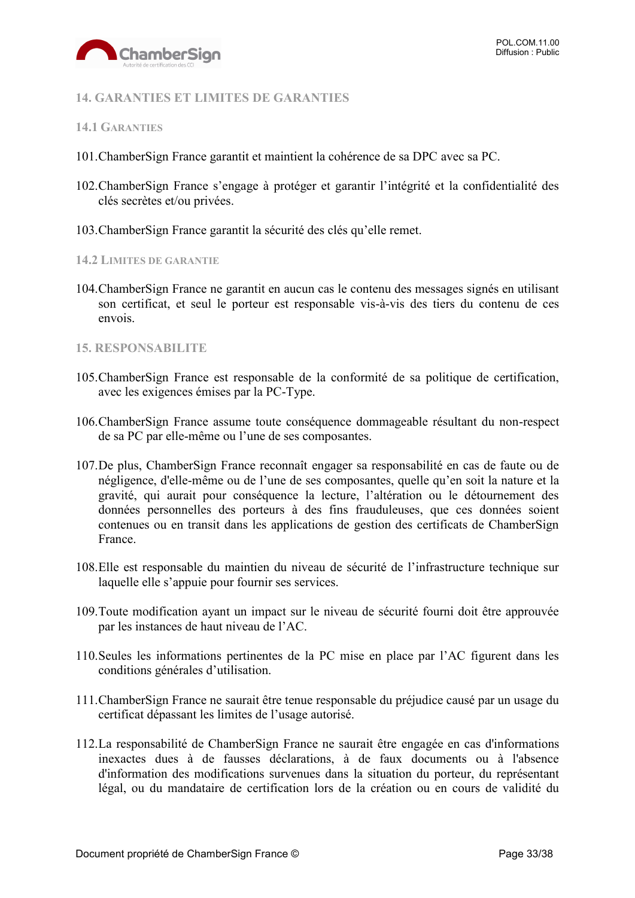## 14. GARANTIES ET LIMITES DE GARANTIES

### 14.1 GARANTIES

101. ChamberSign France garantit et maintient la cohérence de sa DPC avec sa PC.

102. ChamberSign France s'engage à protéger et garantir l'intégrité et la confidentialité des clés secrètes et/ou privées.

103. ChamberSign France garantit la sécurité des clés qu'elle remet.

### 14.2 LIMITES DE GARANTIE

104. ChamberSign France ne garantit en aucun cas le contenu des messages signés en utilisant son certificat, et seul le porteur est responsable vis-à-vis des tiers du contenu de ces envois.

## 15. RESPONSABILITE

105. ChamberSign France est responsable de la conformité de sa politique de certification, avec les exigences émises par la PC-Type.

106. ChamberSign France assume toute conséquence dommageable résultant du non-respect de sa PC par elle-même ou l'une de ses composantes.

107. De plus, ChamberSign France reconnaît engager sa responsabilité en cas de faute ou de négligence, d'elle-même ou de l'une de ses composantes, quelle qu'en soit la nature et la gravité, qui aurait pour conséquence la lecture, l'altération ou le détournement des données personnelles des porteurs à des fins frauduleuses, que ces données soient contenues ou en transit dans les applications de gestion des certificats de ChamberSign France.

108. Elle est responsable du maintien du niveau de sécurité de l'infrastructure technique sur laquelle elle s'appuie pour fournir ses services.

109. Toute modification ayant un impact sur le niveau de sécurité fourni doit être approuvée par les instances de haut niveau de l'AC.

110. Seules les informations pertinentes de la PC mise en place par l'AC figurent dans les conditions générales d'utilisation.

111. ChamberSign France ne saurait être tenue responsable du préjudice causé par un usage du certificat dépassant les limites de l'usage autorisé.

112. La responsabilité de ChamberSign France ne saurait être engagée en cas d'informations inexactes dues à de fausses déclarations, à de faux documents ou à l'absence d'information des modifications survenues dans la situation du porteur, du représentant légal, ou du mandataire de certification lors de la création ou en cours de validité du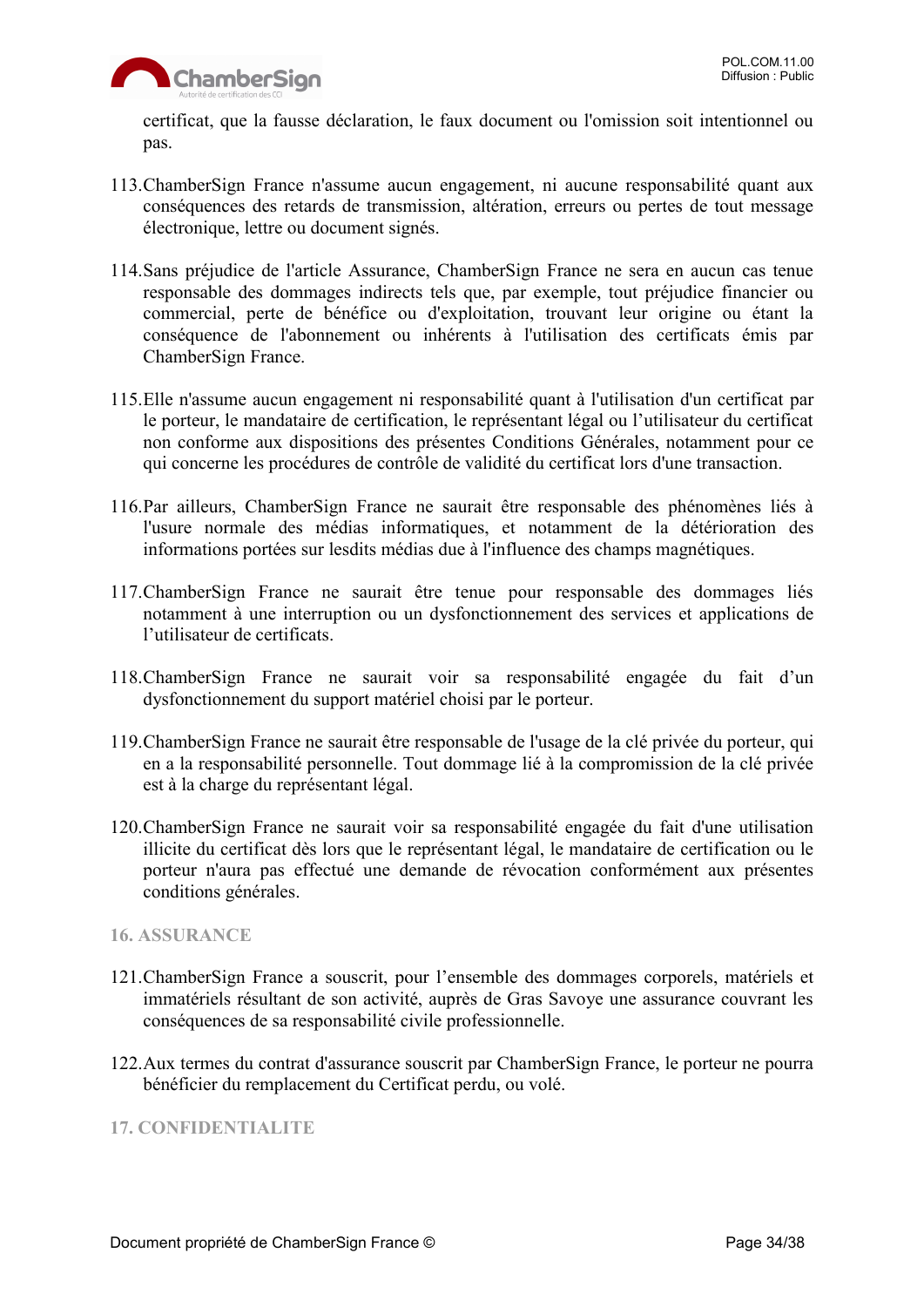certificat, que la fausse déclaration, le faux document ou l'omission soit intentionnel ou pas.

113. ChamberSign France n'assume aucun engagement, ni aucune responsabilité quant aux conséquences des retards de transmission, altération, erreurs ou pertes de tout message électronique, lettre ou document signés.

114. Sans préjudice de l'article Assurance, ChamberSign France ne sera en aucun cas tenue responsable des dommages indirects tels que, par exemple, tout préjudice financier ou commercial, perte de bénéfice ou d'exploitation, trouvant leur origine ou étant la conséquence de l'abonnement ou inhérents à l'utilisation des certificats émis par ChamberSign France.

115. Elle n'assume aucun engagement ni responsabilité quant à l'utilisation d'un certificat par le porteur, le mandataire de certification, le représentant légal ou l'utilisateur du certificat non conforme aux dispositions des présentes Conditions Générales, notamment pour ce qui concerne les procédures de contrôle de validité du certificat lors d'une transaction.

116. Par ailleurs, ChamberSign France ne saurait être responsable des phénomènes liés à l'usure normale des médias informatiques, et notamment de la détérioration des informations portées sur lesdits médias due à l'influence des champs magnétiques.

117. ChamberSign France ne saurait être tenue pour responsable des dommages liés notamment à une interruption ou un dysfonctionnement des services et applications de l'utilisateur de certificats.

118. ChamberSign France ne saurait voir sa responsabilité engagée du fait d'un dysfonctionnement du support matériel choisi par le porteur.

119. ChamberSign France ne saurait être responsable de l'usage de la clé privée du porteur, qui en a la responsabilité personnelle. Tout dommage lié à la compromission de la clé privée est à la charge du représentant légal.

120. ChamberSign France ne saurait voir sa responsabilité engagée du fait d'une utilisation illicite du certificat dès lors que le représentant légal, le mandataire de certification ou le porteur n'aura pas effectué une demande de révocation conformément aux présentes conditions générales.

## 16. ASSURANCE

121. ChamberSign France a souscrit, pour l'ensemble des dommages corporels, matériels et immatériels résultant de son activité, auprès de Gras Savoye une assurance couvrant les conséquences de sa responsabilité civile professionnelle.

122. Aux termes du contrat d'assurance souscrit par ChamberSign France, le porteur ne pourra bénéficier du remplacement du Certificat perdu, ou volé.

## 17. CONFIDENTIALITE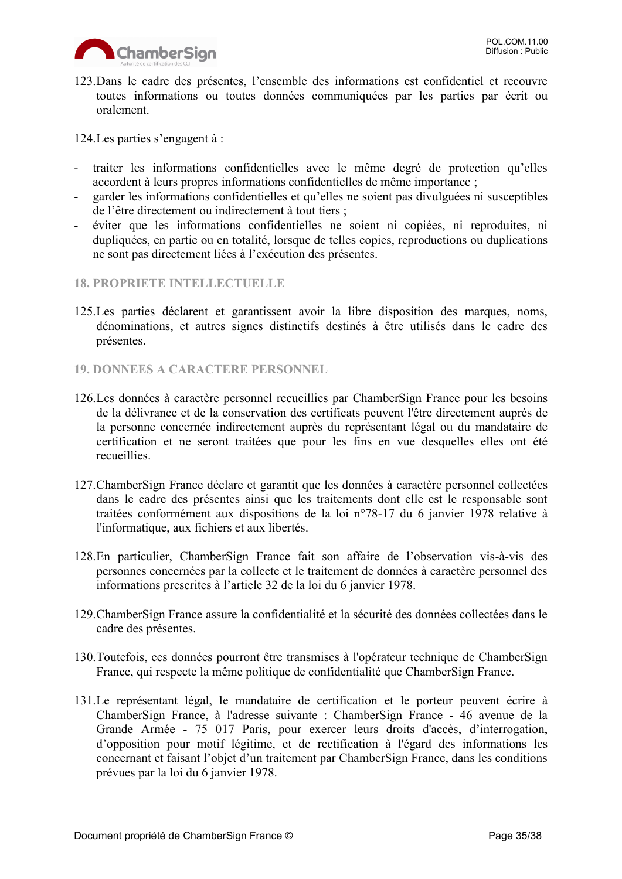123.Dans le cadre des présentes, l'ensemble des informations est confidentiel et recouvre toutes informations ou toutes données communiquées par les parties par écrit ou oralement.

124.Les parties s'engagent à :

- traiter les informations confidentielles avec le même degré de protection qu'elles accordent à leurs propres informations confidentielles de même importance ;
- garder les informations confidentielles et qu'elles ne soient pas divulguées ni susceptibles de l'être directement ou indirectement à tout tiers ;
- éviter que les informations confidentielles ne soient ni copiées, ni reproduites, ni dupliquées, en partie ou en totalité, lorsque de telles copies, reproductions ou duplications ne sont pas directement liées à l'exécution des présentes.

## 18. PROPRIETE INTELLECTUELLE

125.Les parties déclarent et garantissent avoir la libre disposition des marques, noms, dénominations, et autres signes distinctifs destinés à être utilisés dans le cadre des présentes.

## 19. DONNEES A CARACTERE PERSONNEL

126.Les données à caractère personnel recueillies par ChamberSign France pour les besoins de la délivrance et de la conservation des certificats peuvent l'être directement auprès de la personne concernée indirectement auprès du représentant légal ou du mandataire de certification et ne seront traitées que pour les fins en vue desquelles elles ont été recueillies.

127.ChamberSign France déclare et garantit que les données à caractère personnel collectées dans le cadre des présentes ainsi que les traitements dont elle est le responsable sont traitées conformément aux dispositions de la loi n°78-17 du 6 janvier 1978 relative à l'informatique, aux fichiers et aux libertés.

128.En particulier, ChamberSign France fait son affaire de l'observation vis-à-vis des personnes concernées par la collecte et le traitement de données à caractère personnel des informations prescrites à l'article 32 de la loi du 6 janvier 1978.

129.ChamberSign France assure la confidentialité et la sécurité des données collectées dans le cadre des présentes.

130.Toutefois, ces données pourront être transmises à l'opérateur technique de ChamberSign France, qui respecte la même politique de confidentialité que ChamberSign France.

131.Le représentant légal, le mandataire de certification et le porteur peuvent écrire à ChamberSign France, à l'adresse suivante : ChamberSign France - 46 avenue de la Grande Armée - 75 017 Paris, pour exercer leurs droits d'accès, d'interrogation, d'opposition pour motif légitime, et de rectification à l'égard des informations les concernant et faisant l'objet d'un traitement par ChamberSign France, dans les conditions prévues par la loi du 6 janvier 1978.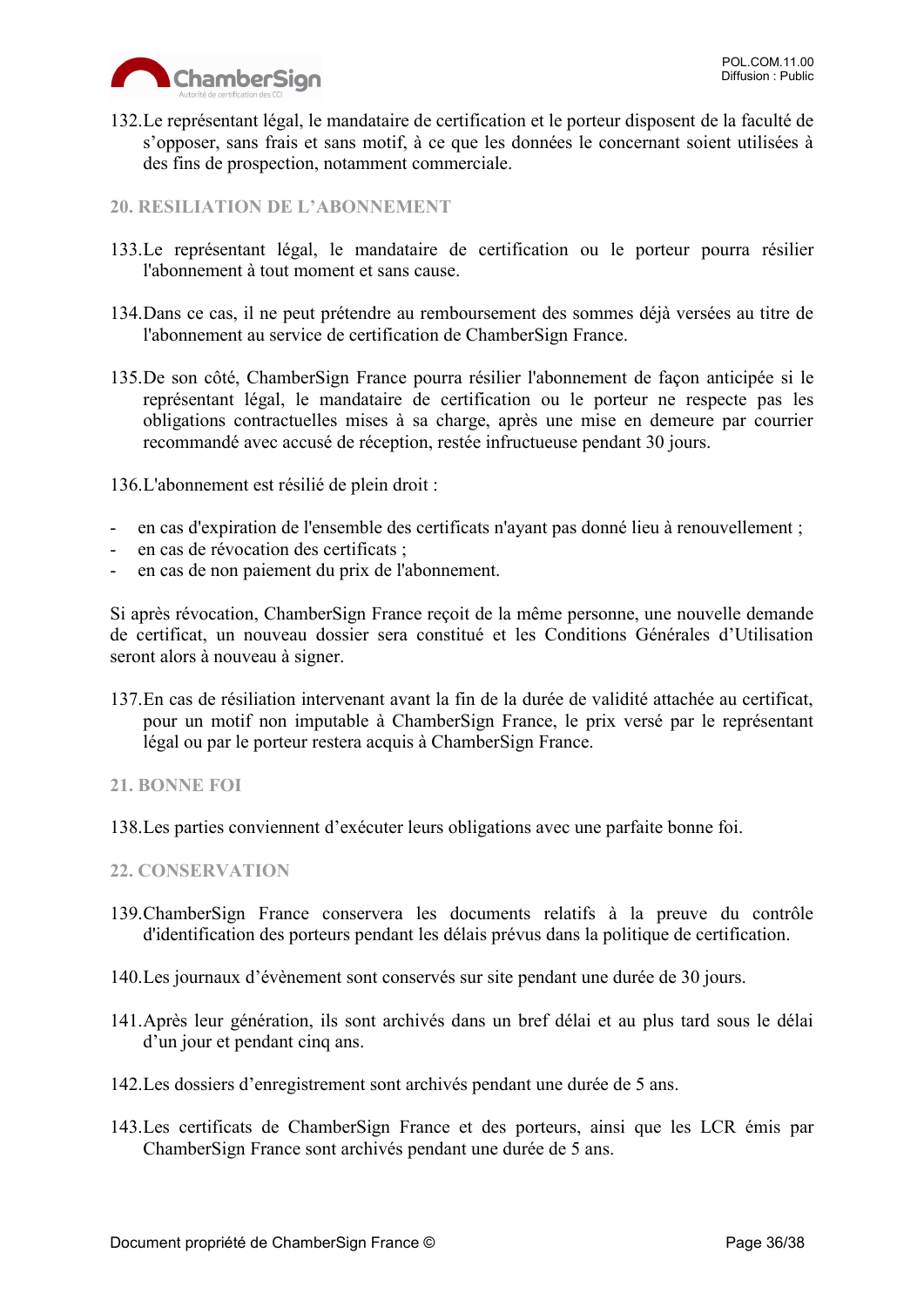132.Le représentant légal, le mandataire de certification et le porteur disposent de la faculté de s'opposer, sans frais et sans motif, à ce que les données le concernant soient utilisées à des fins de prospection, notamment commerciale.

## 20. RESILIATION DE L'ABONNEMENT

133.Le représentant légal, le mandataire de certification ou le porteur pourra résilier l'abonnement à tout moment et sans cause.

134.Dans ce cas, il ne peut prétendre au remboursement des sommes déjà versées au titre de l'abonnement au service de certification de ChamberSign France.

135.De son côté, ChamberSign France pourra résilier l'abonnement de façon anticipée si le représentant légal, le mandataire de certification ou le porteur ne respecte pas les obligations contractuelles mises à sa charge, après une mise en demeure par courrier recommandé avec accusé de réception, restée infructueuse pendant 30 jours.

136.L'abonnement est résilié de plein droit :

- en cas d'expiration de l'ensemble des certificats n'ayant pas donné lieu à renouvellement ;
- en cas de révocation des certificats ;
- en cas de non paiement du prix de l'abonnement.

Si après révocation, ChamberSign France reçoit de la même personne, une nouvelle demande de certificat, un nouveau dossier sera constitué et les Conditions Générales d'Utilisation seront alors à nouveau à signer.

137.En cas de résiliation intervenant avant la fin de la durée de validité attachée au certificat, pour un motif non imputable à ChamberSign France, le prix versé par le représentant légal ou par le porteur restera acquis à ChamberSign France.

## 21. BONNE FOI

138.Les parties conviennent d'exécuter leurs obligations avec une parfaite bonne foi.

## 22. CONSERVATION

139.ChamberSign France conservera les documents relatifs à la preuve du contrôle d'identification des porteurs pendant les délais prévus dans la politique de certification.

140.Les journaux d'évènement sont conservés sur site pendant une durée de 30 jours.

141.Après leur génération, ils sont archivés dans un bref délai et au plus tard sous le délai d'un jour et pendant cinq ans.

142.Les dossiers d'enregistrement sont archivés pendant une durée de 5 ans.

143.Les certificats de ChamberSign France et des porteurs, ainsi que les LCR émis par ChamberSign France sont archivés pendant une durée de 5 ans.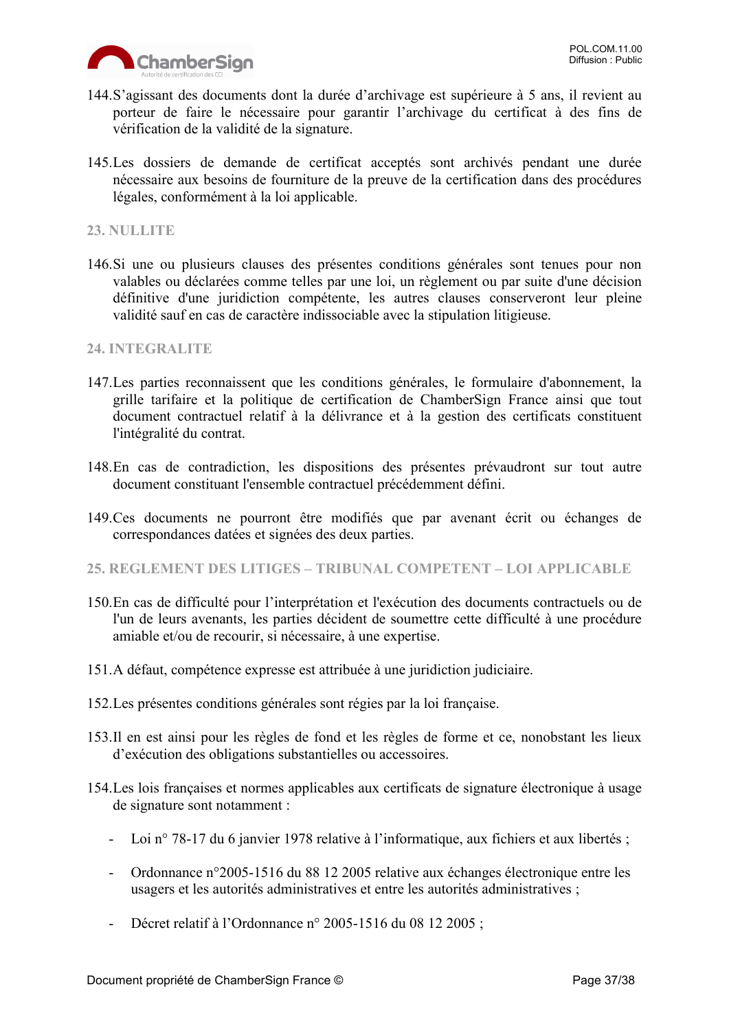144. S'agissant des documents dont la durée d'archivage est supérieure à 5 ans, il revient au porteur de faire le nécessaire pour garantir l'archivage du certificat à des fins de vérification de la validité de la signature.

145. Les dossiers de demande de certificat acceptés sont archivés pendant une durée nécessaire aux besoins de fourniture de la preuve de la certification dans des procédures légales, conformément à la loi applicable.

## 23. NULLITE

146. Si une ou plusieurs clauses des présentes conditions générales sont tenues pour non valables ou déclarées comme telles par une loi, un règlement ou par suite d'une décision définitive d'une juridiction compétente, les autres clauses conserveront leur pleine validité sauf en cas de caractère indissociable avec la stipulation litigieuse.

## 24. INTEGRALITE

147. Les parties reconnaissent que les conditions générales, le formulaire d'abonnement, la grille tarifaire et la politique de certification de ChamberSign France ainsi que tout document contractuel relatif à la délivrance et à la gestion des certificats constituent l'intégralité du contrat.

148. En cas de contradiction, les dispositions des présentes prévaudront sur tout autre document constituant l'ensemble contractuel précédemment défini.

149. Ces documents ne pourront être modifiés que par avenant écrit ou échanges de correspondances datées et signées des deux parties.

## 25. REGLEMENT DES LITIGES – TRIBUNAL COMPETENT – LOI APPLICABLE

150. En cas de difficulté pour l'interprétation et l'exécution des documents contractuels ou de l'un de leurs avenants, les parties décident de soumettre cette difficulté à une procédure amiable et/ou de recourir, si nécessaire, à une expertise.

151. A défaut, compétence expresse est attribuée à une juridiction judiciaire.

152. Les présentes conditions générales sont régies par la loi française.

153. Il en est ainsi pour les règles de fond et les règles de forme et ce, nonobstant les lieux d'exécution des obligations substantielles ou accessoires.

154. Les lois françaises et normes applicables aux certificats de signature électronique à usage de signature sont notamment :

- Loi n° 78-17 du 6 janvier 1978 relative à l'informatique, aux fichiers et aux libertés ;
- Ordonnance n°2005-1516 du 88 12 2005 relative aux échanges électronique entre les usagers et les autorités administratives et entre les autorités administratives ;
- Décret relatif à l'Ordonnance n° 2005-1516 du 08 12 2005 ;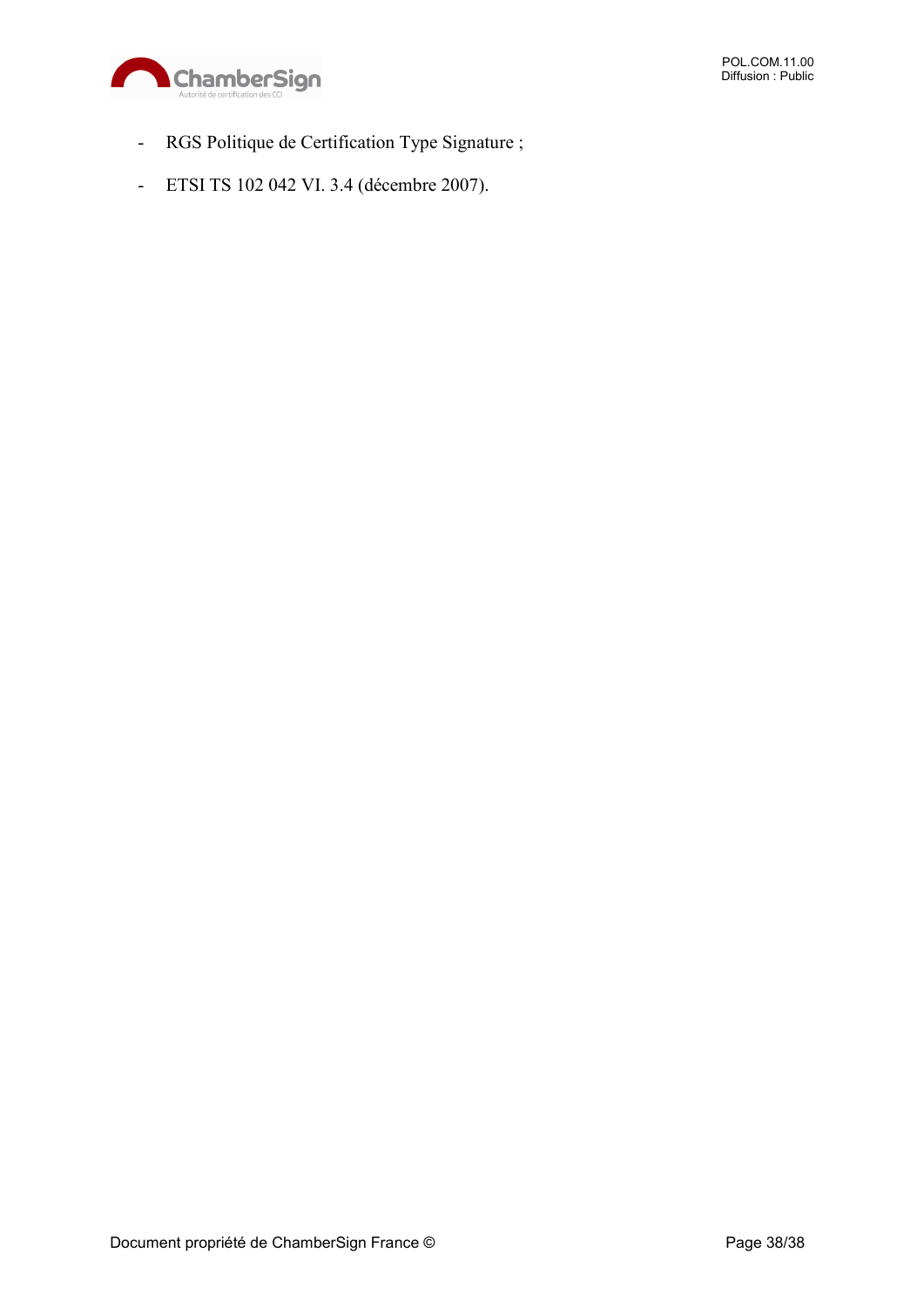- RGS Politique de Certification Type Signature ;
- ETSI TS 102 042 VI. 3.4 (décembre 2007).